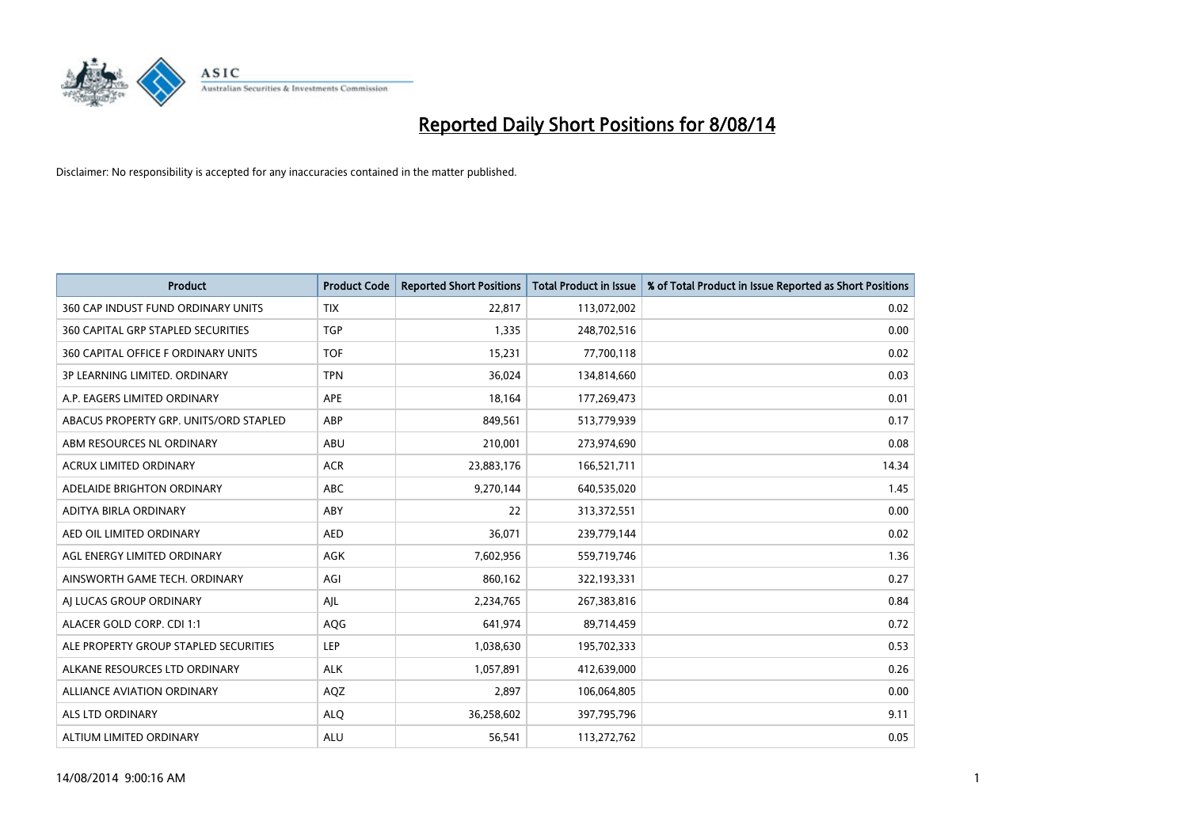# Reported Daily Short Positions for 8/08/14

Disclaimer: No responsibility is accepted for any inaccuracies contained in the matter published.

| Product | Product Code | Reported Short Positions | Total Product in Issue | % of Total Product in Issue Reported as Short Positions |
|---|---|---|---|---|
| 360 CAP INDUST FUND ORDINARY UNITS | TIX | 22,817 | 113,072,002 | 0.02 |
| 360 CAPITAL GRP STAPLED SECURITIES | TGP | 1,335 | 248,702,516 | 0.00 |
| 360 CAPITAL OFFICE F ORDINARY UNITS | TOF | 15,231 | 77,700,118 | 0.02 |
| 3P LEARNING LIMITED. ORDINARY | TPN | 36,024 | 134,814,660 | 0.03 |
| A.P. EAGERS LIMITED ORDINARY | APE | 18,164 | 177,269,473 | 0.01 |
| ABACUS PROPERTY GRP. UNITS/ORD STAPLED | ABP | 849,561 | 513,779,939 | 0.17 |
| ABM RESOURCES NL ORDINARY | ABU | 210,001 | 273,974,690 | 0.08 |
| ACRUX LIMITED ORDINARY | ACR | 23,883,176 | 166,521,711 | 14.34 |
| ADELAIDE BRIGHTON ORDINARY | ABC | 9,270,144 | 640,535,020 | 1.45 |
| ADITYA BIRLA ORDINARY | ABY | 22 | 313,372,551 | 0.00 |
| AED OIL LIMITED ORDINARY | AED | 36,071 | 239,779,144 | 0.02 |
| AGL ENERGY LIMITED ORDINARY | AGK | 7,602,956 | 559,719,746 | 1.36 |
| AINSWORTH GAME TECH. ORDINARY | AGI | 860,162 | 322,193,331 | 0.27 |
| AJ LUCAS GROUP ORDINARY | AJL | 2,234,765 | 267,383,816 | 0.84 |
| ALACER GOLD CORP. CDI 1:1 | AQG | 641,974 | 89,714,459 | 0.72 |
| ALE PROPERTY GROUP STAPLED SECURITIES | LEP | 1,038,630 | 195,702,333 | 0.53 |
| ALKANE RESOURCES LTD ORDINARY | ALK | 1,057,891 | 412,639,000 | 0.26 |
| ALLIANCE AVIATION ORDINARY | AQZ | 2,897 | 106,064,805 | 0.00 |
| ALS LTD ORDINARY | ALQ | 36,258,602 | 397,795,796 | 9.11 |
| ALTIUM LIMITED ORDINARY | ALU | 56,541 | 113,272,762 | 0.05 |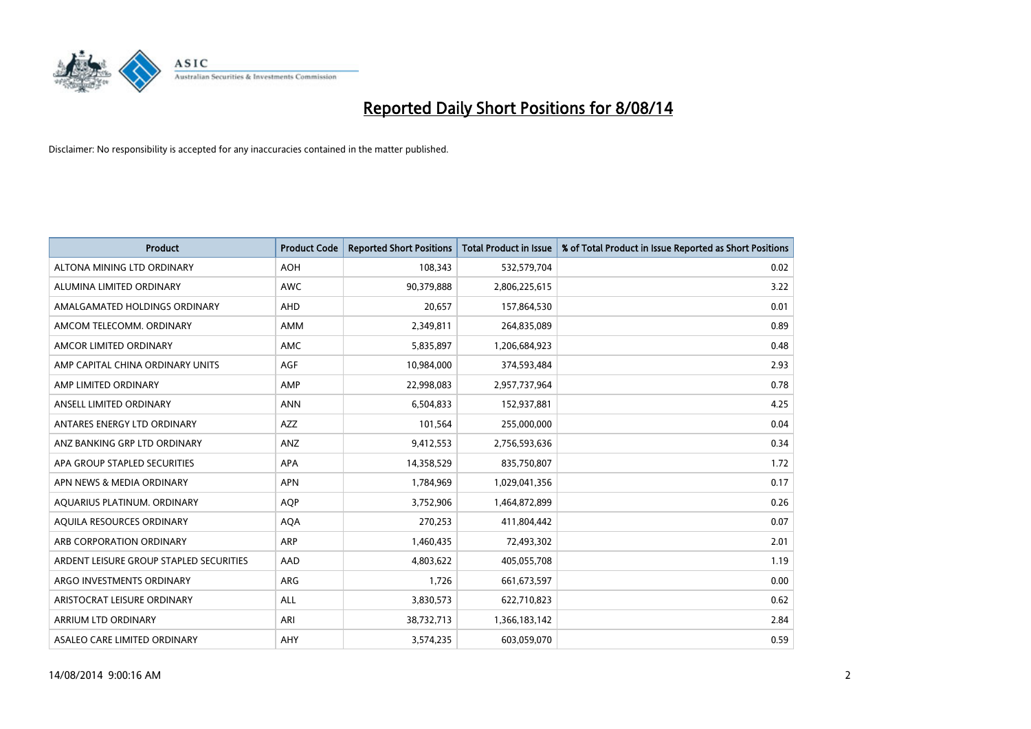# Reported Daily Short Positions for 8/08/14

Disclaimer: No responsibility is accepted for any inaccuracies contained in the matter published.

| Product | Product Code | Reported Short Positions | Total Product in Issue | % of Total Product in Issue Reported as Short Positions |
|---|---|---|---|---|
| ALTONA MINING LTD ORDINARY | AOH | 108,343 | 532,579,704 | 0.02 |
| ALUMINA LIMITED ORDINARY | AWC | 90,379,888 | 2,806,225,615 | 3.22 |
| AMALGAMATED HOLDINGS ORDINARY | AHD | 20,657 | 157,864,530 | 0.01 |
| AMCOM TELECOMM. ORDINARY | AMM | 2,349,811 | 264,835,089 | 0.89 |
| AMCOR LIMITED ORDINARY | AMC | 5,835,897 | 1,206,684,923 | 0.48 |
| AMP CAPITAL CHINA ORDINARY UNITS | AGF | 10,984,000 | 374,593,484 | 2.93 |
| AMP LIMITED ORDINARY | AMP | 22,998,083 | 2,957,737,964 | 0.78 |
| ANSELL LIMITED ORDINARY | ANN | 6,504,833 | 152,937,881 | 4.25 |
| ANTARES ENERGY LTD ORDINARY | AZZ | 101,564 | 255,000,000 | 0.04 |
| ANZ BANKING GRP LTD ORDINARY | ANZ | 9,412,553 | 2,756,593,636 | 0.34 |
| APA GROUP STAPLED SECURITIES | APA | 14,358,529 | 835,750,807 | 1.72 |
| APN NEWS & MEDIA ORDINARY | APN | 1,784,969 | 1,029,041,356 | 0.17 |
| AQUARIUS PLATINUM. ORDINARY | AQP | 3,752,906 | 1,464,872,899 | 0.26 |
| AQUILA RESOURCES ORDINARY | AQA | 270,253 | 411,804,442 | 0.07 |
| ARB CORPORATION ORDINARY | ARP | 1,460,435 | 72,493,302 | 2.01 |
| ARDENT LEISURE GROUP STAPLED SECURITIES | AAD | 4,803,622 | 405,055,708 | 1.19 |
| ARGO INVESTMENTS ORDINARY | ARG | 1,726 | 661,673,597 | 0.00 |
| ARISTOCRAT LEISURE ORDINARY | ALL | 3,830,573 | 622,710,823 | 0.62 |
| ARRIUM LTD ORDINARY | ARI | 38,732,713 | 1,366,183,142 | 2.84 |
| ASALEO CARE LIMITED ORDINARY | AHY | 3,574,235 | 603,059,070 | 0.59 |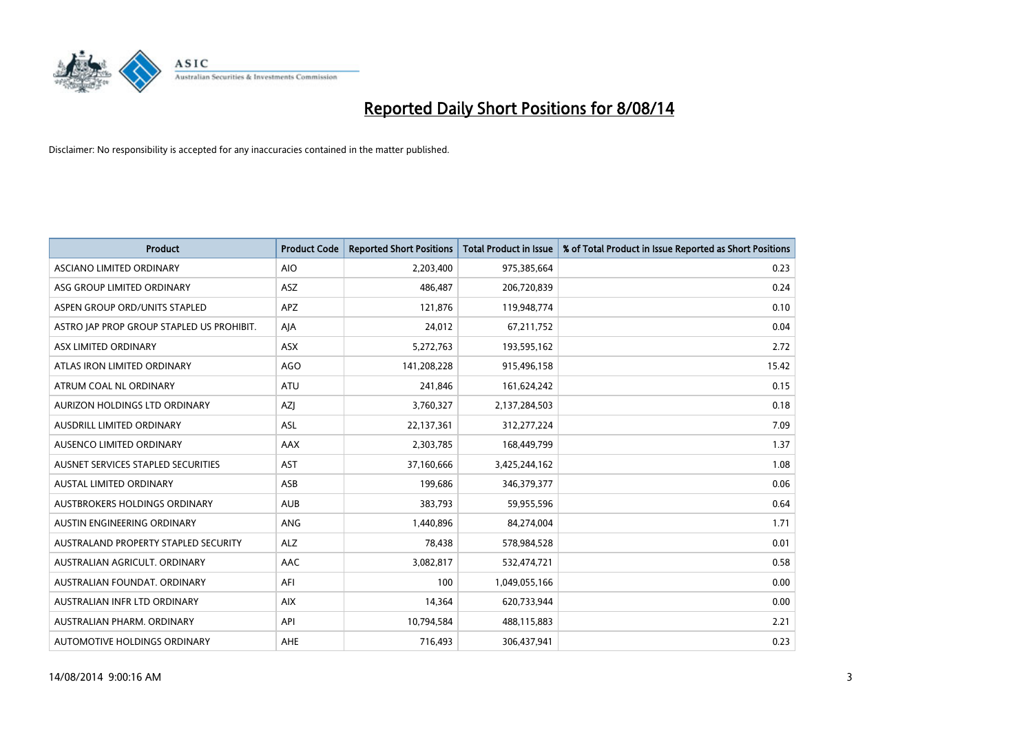# Reported Daily Short Positions for 8/08/14

Disclaimer: No responsibility is accepted for any inaccuracies contained in the matter published.

| Product | Product Code | Reported Short Positions | Total Product in Issue | % of Total Product in Issue Reported as Short Positions |
|---|---|---|---|---|
| ASCIANO LIMITED ORDINARY | AIO | 2,203,400 | 975,385,664 | 0.23 |
| ASG GROUP LIMITED ORDINARY | ASZ | 486,487 | 206,720,839 | 0.24 |
| ASPEN GROUP ORD/UNITS STAPLED | APZ | 121,876 | 119,948,774 | 0.10 |
| ASTRO JAP PROP GROUP STAPLED US PROHIBIT. | AJA | 24,012 | 67,211,752 | 0.04 |
| ASX LIMITED ORDINARY | ASX | 5,272,763 | 193,595,162 | 2.72 |
| ATLAS IRON LIMITED ORDINARY | AGO | 141,208,228 | 915,496,158 | 15.42 |
| ATRUM COAL NL ORDINARY | ATU | 241,846 | 161,624,242 | 0.15 |
| AURIZON HOLDINGS LTD ORDINARY | AZJ | 3,760,327 | 2,137,284,503 | 0.18 |
| AUSDRILL LIMITED ORDINARY | ASL | 22,137,361 | 312,277,224 | 7.09 |
| AUSENCO LIMITED ORDINARY | AAX | 2,303,785 | 168,449,799 | 1.37 |
| AUSNET SERVICES STAPLED SECURITIES | AST | 37,160,666 | 3,425,244,162 | 1.08 |
| AUSTAL LIMITED ORDINARY | ASB | 199,686 | 346,379,377 | 0.06 |
| AUSTBROKERS HOLDINGS ORDINARY | AUB | 383,793 | 59,955,596 | 0.64 |
| AUSTIN ENGINEERING ORDINARY | ANG | 1,440,896 | 84,274,004 | 1.71 |
| AUSTRALAND PROPERTY STAPLED SECURITY | ALZ | 78,438 | 578,984,528 | 0.01 |
| AUSTRALIAN AGRICULT. ORDINARY | AAC | 3,082,817 | 532,474,721 | 0.58 |
| AUSTRALIAN FOUNDAT. ORDINARY | AFI | 100 | 1,049,055,166 | 0.00 |
| AUSTRALIAN INFR LTD ORDINARY | AIX | 14,364 | 620,733,944 | 0.00 |
| AUSTRALIAN PHARM. ORDINARY | API | 10,794,584 | 488,115,883 | 2.21 |
| AUTOMOTIVE HOLDINGS ORDINARY | AHE | 716,493 | 306,437,941 | 0.23 |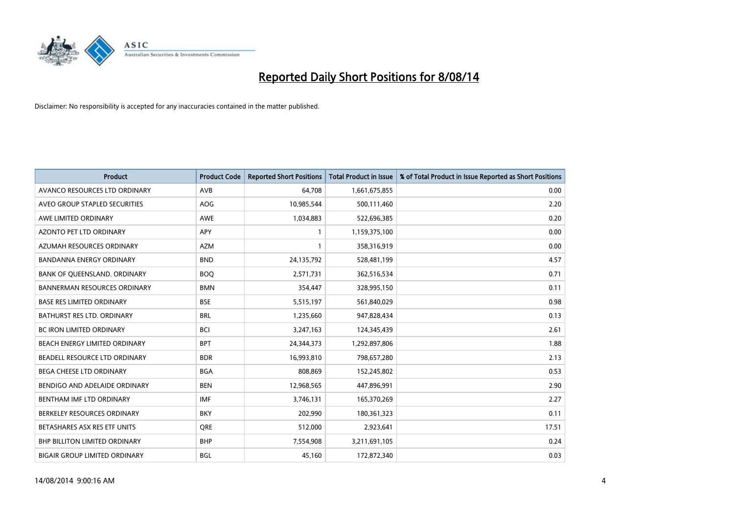# Reported Daily Short Positions for 8/08/14

Disclaimer: No responsibility is accepted for any inaccuracies contained in the matter published.

| Product | Product Code | Reported Short Positions | Total Product in Issue | % of Total Product in Issue Reported as Short Positions |
|---|---|---|---|---|
| AVANCO RESOURCES LTD ORDINARY | AVB | 64,708 | 1,661,675,855 | 0.00 |
| AVEO GROUP STAPLED SECURITIES | AOG | 10,985,544 | 500,111,460 | 2.20 |
| AWE LIMITED ORDINARY | AWE | 1,034,883 | 522,696,385 | 0.20 |
| AZONTO PET LTD ORDINARY | APY | 1 | 1,159,375,100 | 0.00 |
| AZUMAH RESOURCES ORDINARY | AZM | 1 | 358,316,919 | 0.00 |
| BANDANNA ENERGY ORDINARY | BND | 24,135,792 | 528,481,199 | 4.57 |
| BANK OF QUEENSLAND. ORDINARY | BOQ | 2,571,731 | 362,516,534 | 0.71 |
| BANNERMAN RESOURCES ORDINARY | BMN | 354,447 | 328,995,150 | 0.11 |
| BASE RES LIMITED ORDINARY | BSE | 5,515,197 | 561,840,029 | 0.98 |
| BATHURST RES LTD. ORDINARY | BRL | 1,235,660 | 947,828,434 | 0.13 |
| BC IRON LIMITED ORDINARY | BCI | 3,247,163 | 124,345,439 | 2.61 |
| BEACH ENERGY LIMITED ORDINARY | BPT | 24,344,373 | 1,292,897,806 | 1.88 |
| BEADELL RESOURCE LTD ORDINARY | BDR | 16,993,810 | 798,657,280 | 2.13 |
| BEGA CHEESE LTD ORDINARY | BGA | 808,869 | 152,245,802 | 0.53 |
| BENDIGO AND ADELAIDE ORDINARY | BEN | 12,968,565 | 447,896,991 | 2.90 |
| BENTHAM IMF LTD ORDINARY | IMF | 3,746,131 | 165,370,269 | 2.27 |
| BERKELEY RESOURCES ORDINARY | BKY | 202,990 | 180,361,323 | 0.11 |
| BETASHARES ASX RES ETF UNITS | QRE | 512,000 | 2,923,641 | 17.51 |
| BHP BILLITON LIMITED ORDINARY | BHP | 7,554,908 | 3,211,691,105 | 0.24 |
| BIGAIR GROUP LIMITED ORDINARY | BGL | 45,160 | 172,872,340 | 0.03 |

14/08/2014 9:00:16 AM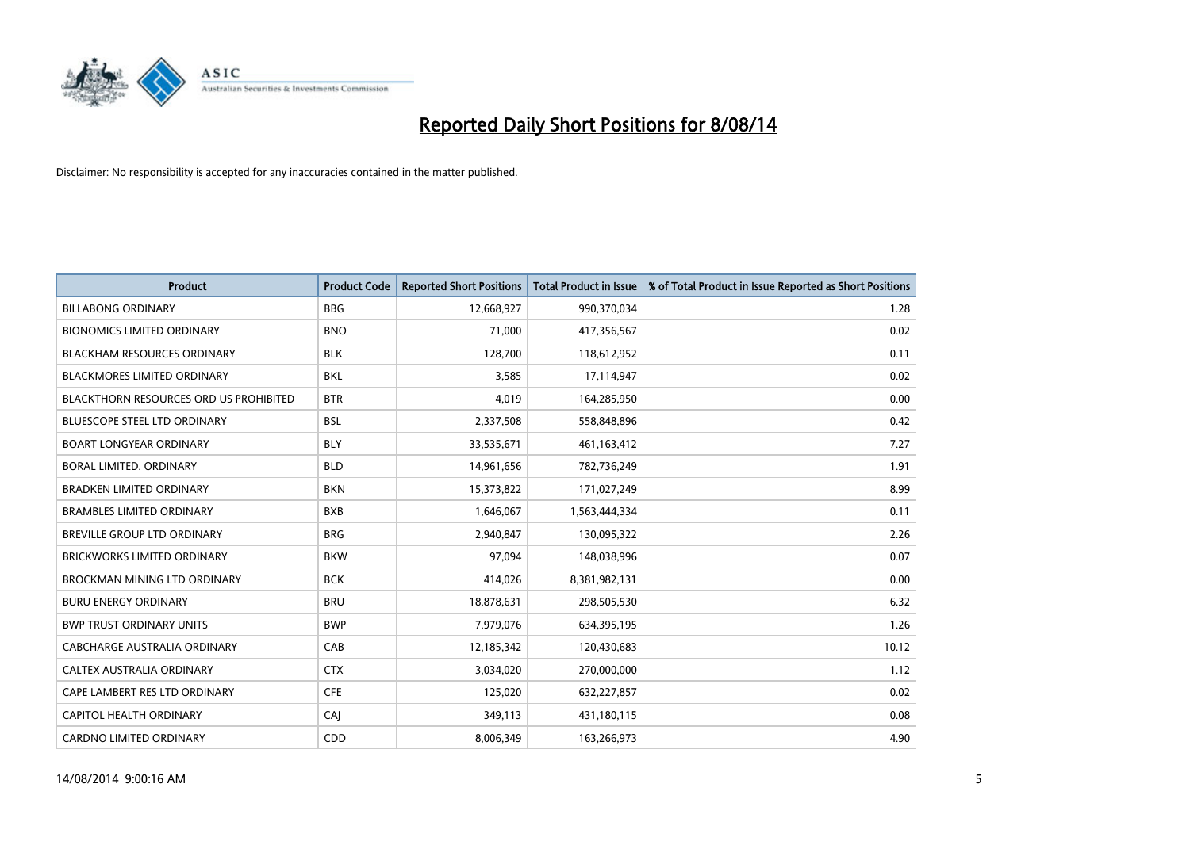# Reported Daily Short Positions for 8/08/14

Disclaimer: No responsibility is accepted for any inaccuracies contained in the matter published.

| Product | Product Code | Reported Short Positions | Total Product in Issue | % of Total Product in Issue Reported as Short Positions |
|---|---|---|---|---|
| BILLABONG ORDINARY | BBG | 12,668,927 | 990,370,034 | 1.28 |
| BIONOMICS LIMITED ORDINARY | BNO | 71,000 | 417,356,567 | 0.02 |
| BLACKHAM RESOURCES ORDINARY | BLK | 128,700 | 118,612,952 | 0.11 |
| BLACKMORES LIMITED ORDINARY | BKL | 3,585 | 17,114,947 | 0.02 |
| BLACKTHORN RESOURCES ORD US PROHIBITED | BTR | 4,019 | 164,285,950 | 0.00 |
| BLUESCOPE STEEL LTD ORDINARY | BSL | 2,337,508 | 558,848,896 | 0.42 |
| BOART LONGYEAR ORDINARY | BLY | 33,535,671 | 461,163,412 | 7.27 |
| BORAL LIMITED. ORDINARY | BLD | 14,961,656 | 782,736,249 | 1.91 |
| BRADKEN LIMITED ORDINARY | BKN | 15,373,822 | 171,027,249 | 8.99 |
| BRAMBLES LIMITED ORDINARY | BXB | 1,646,067 | 1,563,444,334 | 0.11 |
| BREVILLE GROUP LTD ORDINARY | BRG | 2,940,847 | 130,095,322 | 2.26 |
| BRICKWORKS LIMITED ORDINARY | BKW | 97,094 | 148,038,996 | 0.07 |
| BROCKMAN MINING LTD ORDINARY | BCK | 414,026 | 8,381,982,131 | 0.00 |
| BURU ENERGY ORDINARY | BRU | 18,878,631 | 298,505,530 | 6.32 |
| BWP TRUST ORDINARY UNITS | BWP | 7,979,076 | 634,395,195 | 1.26 |
| CABCHARGE AUSTRALIA ORDINARY | CAB | 12,185,342 | 120,430,683 | 10.12 |
| CALTEX AUSTRALIA ORDINARY | CTX | 3,034,020 | 270,000,000 | 1.12 |
| CAPE LAMBERT RES LTD ORDINARY | CFE | 125,020 | 632,227,857 | 0.02 |
| CAPITOL HEALTH ORDINARY | CAJ | 349,113 | 431,180,115 | 0.08 |
| CARDNO LIMITED ORDINARY | CDD | 8,006,349 | 163,266,973 | 4.90 |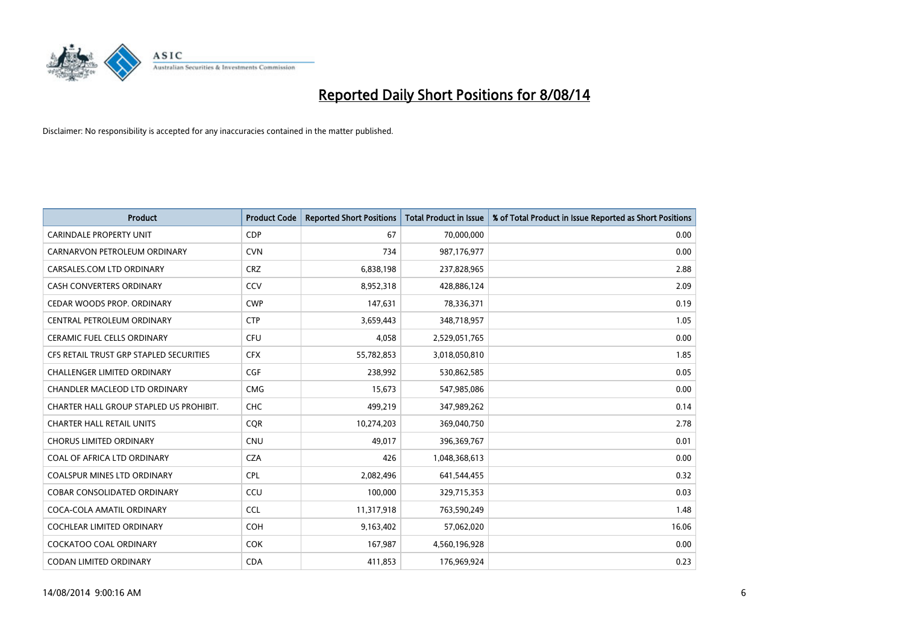# Reported Daily Short Positions for 8/08/14

Disclaimer: No responsibility is accepted for any inaccuracies contained in the matter published.

| Product | Product Code | Reported Short Positions | Total Product in Issue | % of Total Product in Issue Reported as Short Positions |
|---|---|---|---|---|
| CARINDALE PROPERTY UNIT | CDP | 67 | 70,000,000 | 0.00 |
| CARNARVON PETROLEUM ORDINARY | CVN | 734 | 987,176,977 | 0.00 |
| CARSALES.COM LTD ORDINARY | CRZ | 6,838,198 | 237,828,965 | 2.88 |
| CASH CONVERTERS ORDINARY | CCV | 8,952,318 | 428,886,124 | 2.09 |
| CEDAR WOODS PROP. ORDINARY | CWP | 147,631 | 78,336,371 | 0.19 |
| CENTRAL PETROLEUM ORDINARY | CTP | 3,659,443 | 348,718,957 | 1.05 |
| CERAMIC FUEL CELLS ORDINARY | CFU | 4,058 | 2,529,051,765 | 0.00 |
| CFS RETAIL TRUST GRP STAPLED SECURITIES | CFX | 55,782,853 | 3,018,050,810 | 1.85 |
| CHALLENGER LIMITED ORDINARY | CGF | 238,992 | 530,862,585 | 0.05 |
| CHANDLER MACLEOD LTD ORDINARY | CMG | 15,673 | 547,985,086 | 0.00 |
| CHARTER HALL GROUP STAPLED US PROHIBIT. | CHC | 499,219 | 347,989,262 | 0.14 |
| CHARTER HALL RETAIL UNITS | CQR | 10,274,203 | 369,040,750 | 2.78 |
| CHORUS LIMITED ORDINARY | CNU | 49,017 | 396,369,767 | 0.01 |
| COAL OF AFRICA LTD ORDINARY | CZA | 426 | 1,048,368,613 | 0.00 |
| COALSPUR MINES LTD ORDINARY | CPL | 2,082,496 | 641,544,455 | 0.32 |
| COBAR CONSOLIDATED ORDINARY | CCU | 100,000 | 329,715,353 | 0.03 |
| COCA-COLA AMATIL ORDINARY | CCL | 11,317,918 | 763,590,249 | 1.48 |
| COCHLEAR LIMITED ORDINARY | COH | 9,163,402 | 57,062,020 | 16.06 |
| COCKATOO COAL ORDINARY | COK | 167,987 | 4,560,196,928 | 0.00 |
| CODAN LIMITED ORDINARY | CDA | 411,853 | 176,969,924 | 0.23 |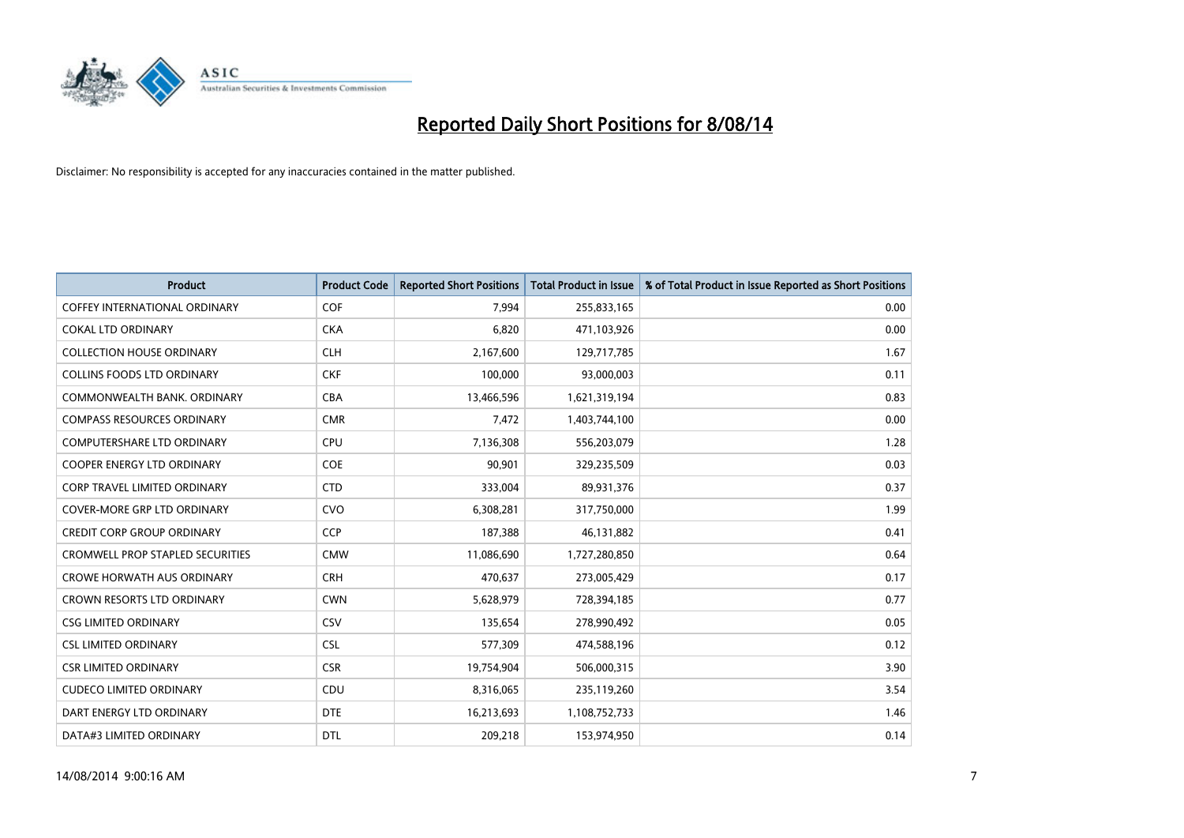# Reported Daily Short Positions for 8/08/14

Disclaimer: No responsibility is accepted for any inaccuracies contained in the matter published.

| Product | Product Code | Reported Short Positions | Total Product in Issue | % of Total Product in Issue Reported as Short Positions |
| --- | --- | --- | --- | --- |
| COFFEY INTERNATIONAL ORDINARY | COF | 7,994 | 255,833,165 | 0.00 |
| COKAL LTD ORDINARY | CKA | 6,820 | 471,103,926 | 0.00 |
| COLLECTION HOUSE ORDINARY | CLH | 2,167,600 | 129,717,785 | 1.67 |
| COLLINS FOODS LTD ORDINARY | CKF | 100,000 | 93,000,003 | 0.11 |
| COMMONWEALTH BANK. ORDINARY | CBA | 13,466,596 | 1,621,319,194 | 0.83 |
| COMPASS RESOURCES ORDINARY | CMR | 7,472 | 1,403,744,100 | 0.00 |
| COMPUTERSHARE LTD ORDINARY | CPU | 7,136,308 | 556,203,079 | 1.28 |
| COOPER ENERGY LTD ORDINARY | COE | 90,901 | 329,235,509 | 0.03 |
| CORP TRAVEL LIMITED ORDINARY | CTD | 333,004 | 89,931,376 | 0.37 |
| COVER-MORE GRP LTD ORDINARY | CVO | 6,308,281 | 317,750,000 | 1.99 |
| CREDIT CORP GROUP ORDINARY | CCP | 187,388 | 46,131,882 | 0.41 |
| CROMWELL PROP STAPLED SECURITIES | CMW | 11,086,690 | 1,727,280,850 | 0.64 |
| CROWE HORWATH AUS ORDINARY | CRH | 470,637 | 273,005,429 | 0.17 |
| CROWN RESORTS LTD ORDINARY | CWN | 5,628,979 | 728,394,185 | 0.77 |
| CSG LIMITED ORDINARY | CSV | 135,654 | 278,990,492 | 0.05 |
| CSL LIMITED ORDINARY | CSL | 577,309 | 474,588,196 | 0.12 |
| CSR LIMITED ORDINARY | CSR | 19,754,904 | 506,000,315 | 3.90 |
| CUDECO LIMITED ORDINARY | CDU | 8,316,065 | 235,119,260 | 3.54 |
| DART ENERGY LTD ORDINARY | DTE | 16,213,693 | 1,108,752,733 | 1.46 |
| DATA#3 LIMITED ORDINARY | DTL | 209,218 | 153,974,950 | 0.14 |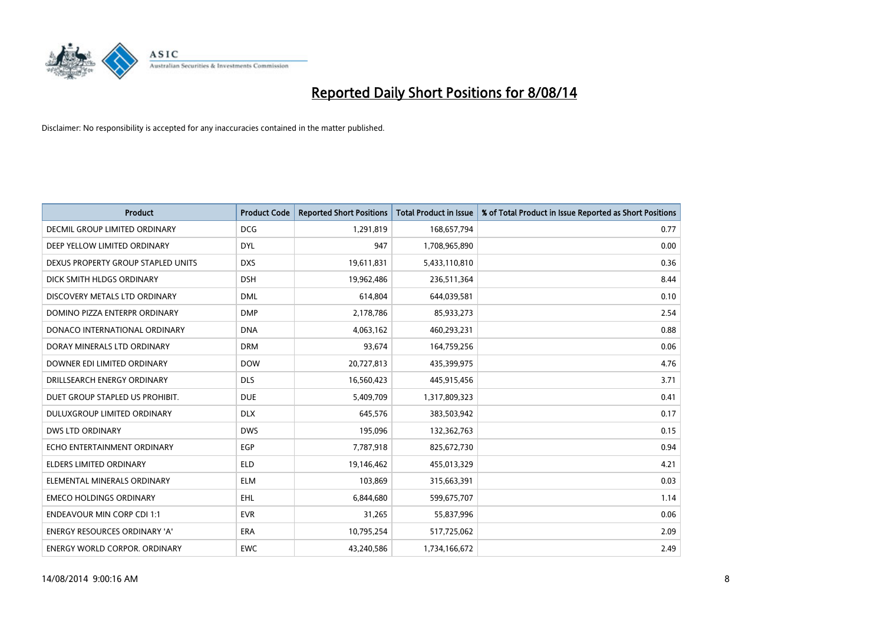# Reported Daily Short Positions for 8/08/14

Disclaimer: No responsibility is accepted for any inaccuracies contained in the matter published.

| Product | Product Code | Reported Short Positions | Total Product in Issue | % of Total Product in Issue Reported as Short Positions |
|---|---|---|---|---|
| DECMIL GROUP LIMITED ORDINARY | DCG | 1,291,819 | 168,657,794 | 0.77 |
| DEEP YELLOW LIMITED ORDINARY | DYL | 947 | 1,708,965,890 | 0.00 |
| DEXUS PROPERTY GROUP STAPLED UNITS | DXS | 19,611,831 | 5,433,110,810 | 0.36 |
| DICK SMITH HLDGS ORDINARY | DSH | 19,962,486 | 236,511,364 | 8.44 |
| DISCOVERY METALS LTD ORDINARY | DML | 614,804 | 644,039,581 | 0.10 |
| DOMINO PIZZA ENTERPR ORDINARY | DMP | 2,178,786 | 85,933,273 | 2.54 |
| DONACO INTERNATIONAL ORDINARY | DNA | 4,063,162 | 460,293,231 | 0.88 |
| DORAY MINERALS LTD ORDINARY | DRM | 93,674 | 164,759,256 | 0.06 |
| DOWNER EDI LIMITED ORDINARY | DOW | 20,727,813 | 435,399,975 | 4.76 |
| DRILLSEARCH ENERGY ORDINARY | DLS | 16,560,423 | 445,915,456 | 3.71 |
| DUET GROUP STAPLED US PROHIBIT. | DUE | 5,409,709 | 1,317,809,323 | 0.41 |
| DULUXGROUP LIMITED ORDINARY | DLX | 645,576 | 383,503,942 | 0.17 |
| DWS LTD ORDINARY | DWS | 195,096 | 132,362,763 | 0.15 |
| ECHO ENTERTAINMENT ORDINARY | EGP | 7,787,918 | 825,672,730 | 0.94 |
| ELDERS LIMITED ORDINARY | ELD | 19,146,462 | 455,013,329 | 4.21 |
| ELEMENTAL MINERALS ORDINARY | ELM | 103,869 | 315,663,391 | 0.03 |
| EMECO HOLDINGS ORDINARY | EHL | 6,844,680 | 599,675,707 | 1.14 |
| ENDEAVOUR MIN CORP CDI 1:1 | EVR | 31,265 | 55,837,996 | 0.06 |
| ENERGY RESOURCES ORDINARY 'A' | ERA | 10,795,254 | 517,725,062 | 2.09 |
| ENERGY WORLD CORPOR. ORDINARY | EWC | 43,240,586 | 1,734,166,672 | 2.49 |

14/08/2014 9:00:16 AM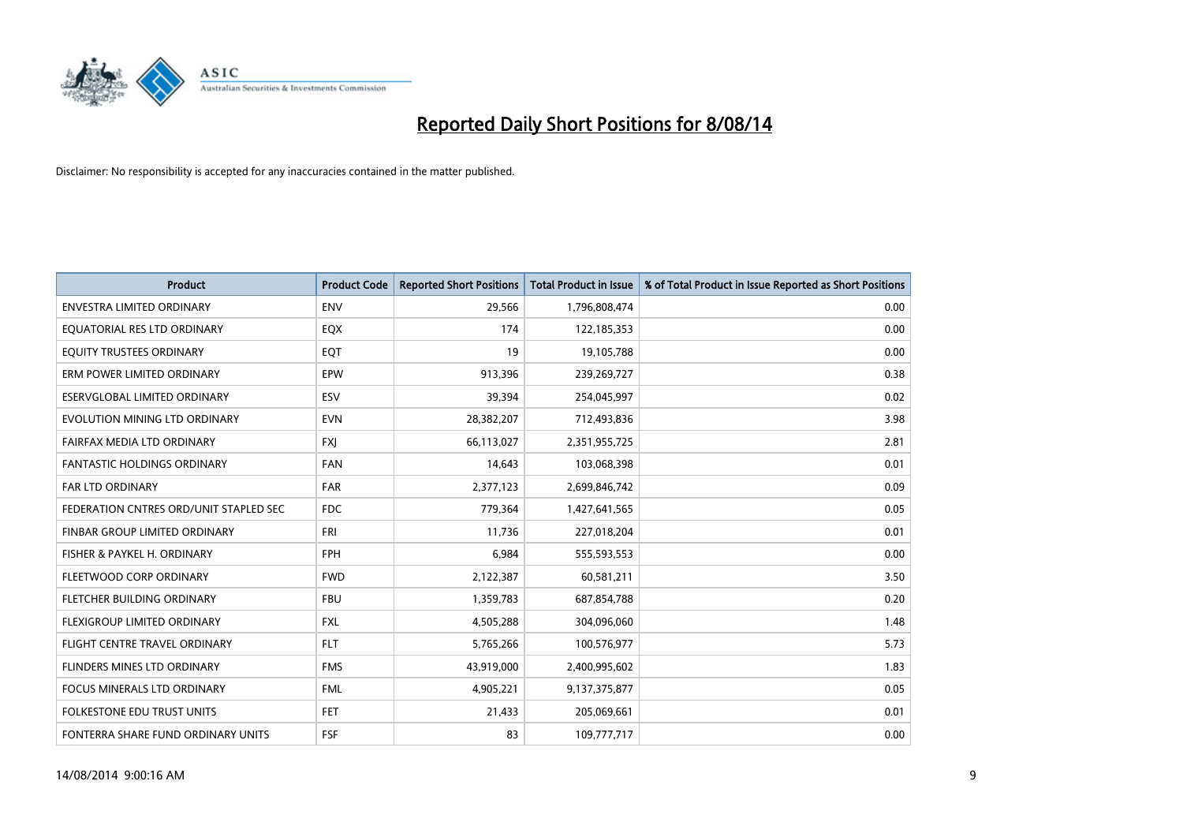# Reported Daily Short Positions for 8/08/14

Disclaimer: No responsibility is accepted for any inaccuracies contained in the matter published.

| Product | Product Code | Reported Short Positions | Total Product in Issue | % of Total Product in Issue Reported as Short Positions |
|---|---|---|---|---|
| ENVESTRA LIMITED ORDINARY | ENV | 29,566 | 1,796,808,474 | 0.00 |
| EQUATORIAL RES LTD ORDINARY | EQX | 174 | 122,185,353 | 0.00 |
| EQUITY TRUSTEES ORDINARY | EQT | 19 | 19,105,788 | 0.00 |
| ERM POWER LIMITED ORDINARY | EPW | 913,396 | 239,269,727 | 0.38 |
| ESERVGLOBAL LIMITED ORDINARY | ESV | 39,394 | 254,045,997 | 0.02 |
| EVOLUTION MINING LTD ORDINARY | EVN | 28,382,207 | 712,493,836 | 3.98 |
| FAIRFAX MEDIA LTD ORDINARY | FXJ | 66,113,027 | 2,351,955,725 | 2.81 |
| FANTASTIC HOLDINGS ORDINARY | FAN | 14,643 | 103,068,398 | 0.01 |
| FAR LTD ORDINARY | FAR | 2,377,123 | 2,699,846,742 | 0.09 |
| FEDERATION CNTRES ORD/UNIT STAPLED SEC | FDC | 779,364 | 1,427,641,565 | 0.05 |
| FINBAR GROUP LIMITED ORDINARY | FRI | 11,736 | 227,018,204 | 0.01 |
| FISHER & PAYKEL H. ORDINARY | FPH | 6,984 | 555,593,553 | 0.00 |
| FLEETWOOD CORP ORDINARY | FWD | 2,122,387 | 60,581,211 | 3.50 |
| FLETCHER BUILDING ORDINARY | FBU | 1,359,783 | 687,854,788 | 0.20 |
| FLEXIGROUP LIMITED ORDINARY | FXL | 4,505,288 | 304,096,060 | 1.48 |
| FLIGHT CENTRE TRAVEL ORDINARY | FLT | 5,765,266 | 100,576,977 | 5.73 |
| FLINDERS MINES LTD ORDINARY | FMS | 43,919,000 | 2,400,995,602 | 1.83 |
| FOCUS MINERALS LTD ORDINARY | FML | 4,905,221 | 9,137,375,877 | 0.05 |
| FOLKESTONE EDU TRUST UNITS | FET | 21,433 | 205,069,661 | 0.01 |
| FONTERRA SHARE FUND ORDINARY UNITS | FSF | 83 | 109,777,717 | 0.00 |

14/08/2014 9:00:16 AM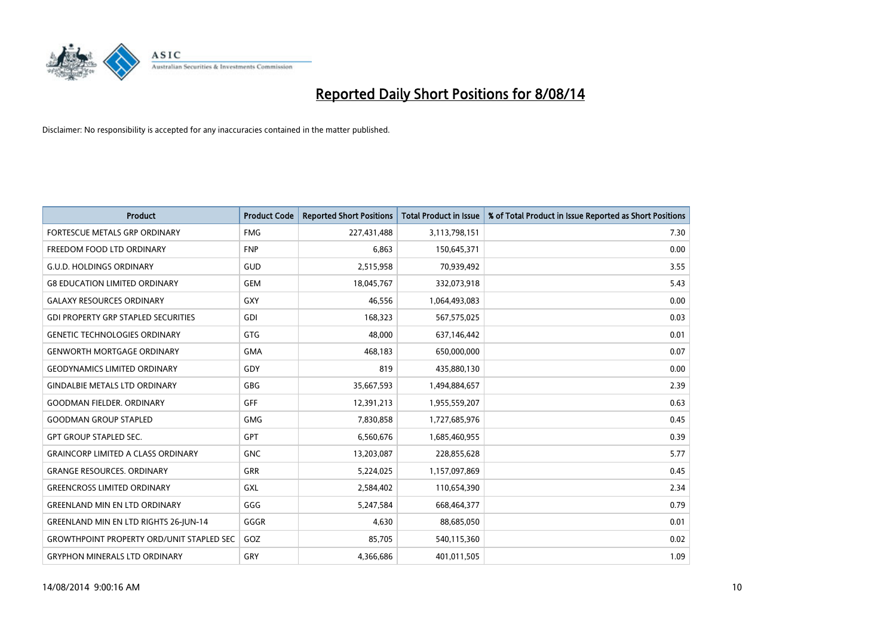# Reported Daily Short Positions for 8/08/14

Disclaimer: No responsibility is accepted for any inaccuracies contained in the matter published.

| Product | Product Code | Reported Short Positions | Total Product in Issue | % of Total Product in Issue Reported as Short Positions |
|---|---|---|---|---|
| FORTESCUE METALS GRP ORDINARY | FMG | 227,431,488 | 3,113,798,151 | 7.30 |
| FREEDOM FOOD LTD ORDINARY | FNP | 6,863 | 150,645,371 | 0.00 |
| G.U.D. HOLDINGS ORDINARY | GUD | 2,515,958 | 70,939,492 | 3.55 |
| G8 EDUCATION LIMITED ORDINARY | GEM | 18,045,767 | 332,073,918 | 5.43 |
| GALAXY RESOURCES ORDINARY | GXY | 46,556 | 1,064,493,083 | 0.00 |
| GDI PROPERTY GRP STAPLED SECURITIES | GDI | 168,323 | 567,575,025 | 0.03 |
| GENETIC TECHNOLOGIES ORDINARY | GTG | 48,000 | 637,146,442 | 0.01 |
| GENWORTH MORTGAGE ORDINARY | GMA | 468,183 | 650,000,000 | 0.07 |
| GEODYNAMICS LIMITED ORDINARY | GDY | 819 | 435,880,130 | 0.00 |
| GINDALBIE METALS LTD ORDINARY | GBG | 35,667,593 | 1,494,884,657 | 2.39 |
| GOODMAN FIELDER. ORDINARY | GFF | 12,391,213 | 1,955,559,207 | 0.63 |
| GOODMAN GROUP STAPLED | GMG | 7,830,858 | 1,727,685,976 | 0.45 |
| GPT GROUP STAPLED SEC. | GPT | 6,560,676 | 1,685,460,955 | 0.39 |
| GRAINCORP LIMITED A CLASS ORDINARY | GNC | 13,203,087 | 228,855,628 | 5.77 |
| GRANGE RESOURCES. ORDINARY | GRR | 5,224,025 | 1,157,097,869 | 0.45 |
| GREENCROSS LIMITED ORDINARY | GXL | 2,584,402 | 110,654,390 | 2.34 |
| GREENLAND MIN EN LTD ORDINARY | GGG | 5,247,584 | 668,464,377 | 0.79 |
| GREENLAND MIN EN LTD RIGHTS 26-JUN-14 | GGGR | 4,630 | 88,685,050 | 0.01 |
| GROWTHPOINT PROPERTY ORD/UNIT STAPLED SEC | GOZ | 85,705 | 540,115,360 | 0.02 |
| GRYPHON MINERALS LTD ORDINARY | GRY | 4,366,686 | 401,011,505 | 1.09 |

14/08/2014 9:00:16 AM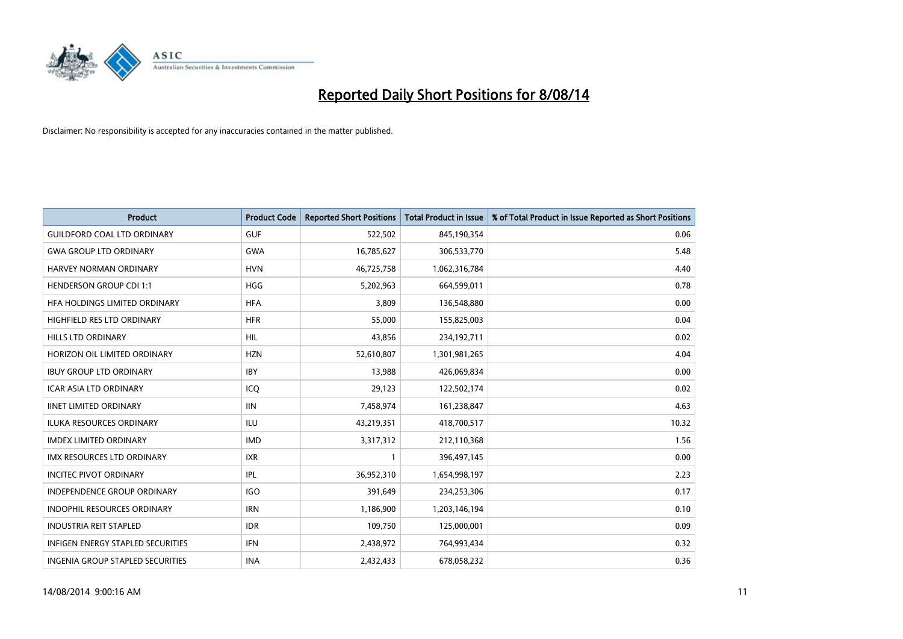# Reported Daily Short Positions for 8/08/14

Disclaimer: No responsibility is accepted for any inaccuracies contained in the matter published.

| Product | Product Code | Reported Short Positions | Total Product in Issue | % of Total Product in Issue Reported as Short Positions |
|---|---|---|---|---|
| GUILDFORD COAL LTD ORDINARY | GUF | 522,502 | 845,190,354 | 0.06 |
| GWA GROUP LTD ORDINARY | GWA | 16,785,627 | 306,533,770 | 5.48 |
| HARVEY NORMAN ORDINARY | HVN | 46,725,758 | 1,062,316,784 | 4.40 |
| HENDERSON GROUP CDI 1:1 | HGG | 5,202,963 | 664,599,011 | 0.78 |
| HFA HOLDINGS LIMITED ORDINARY | HFA | 3,809 | 136,548,880 | 0.00 |
| HIGHFIELD RES LTD ORDINARY | HFR | 55,000 | 155,825,003 | 0.04 |
| HILLS LTD ORDINARY | HIL | 43,856 | 234,192,711 | 0.02 |
| HORIZON OIL LIMITED ORDINARY | HZN | 52,610,807 | 1,301,981,265 | 4.04 |
| IBUY GROUP LTD ORDINARY | IBY | 13,988 | 426,069,834 | 0.00 |
| ICAR ASIA LTD ORDINARY | ICQ | 29,123 | 122,502,174 | 0.02 |
| IINET LIMITED ORDINARY | IIN | 7,458,974 | 161,238,847 | 4.63 |
| ILUKA RESOURCES ORDINARY | ILU | 43,219,351 | 418,700,517 | 10.32 |
| IMDEX LIMITED ORDINARY | IMD | 3,317,312 | 212,110,368 | 1.56 |
| IMX RESOURCES LTD ORDINARY | IXR | 1 | 396,497,145 | 0.00 |
| INCITEC PIVOT ORDINARY | IPL | 36,952,310 | 1,654,998,197 | 2.23 |
| INDEPENDENCE GROUP ORDINARY | IGO | 391,649 | 234,253,306 | 0.17 |
| INDOPHIL RESOURCES ORDINARY | IRN | 1,186,900 | 1,203,146,194 | 0.10 |
| INDUSTRIA REIT STAPLED | IDR | 109,750 | 125,000,001 | 0.09 |
| INFIGEN ENERGY STAPLED SECURITIES | IFN | 2,438,972 | 764,993,434 | 0.32 |
| INGENIA GROUP STAPLED SECURITIES | INA | 2,432,433 | 678,058,232 | 0.36 |

14/08/2014 9:00:16 AM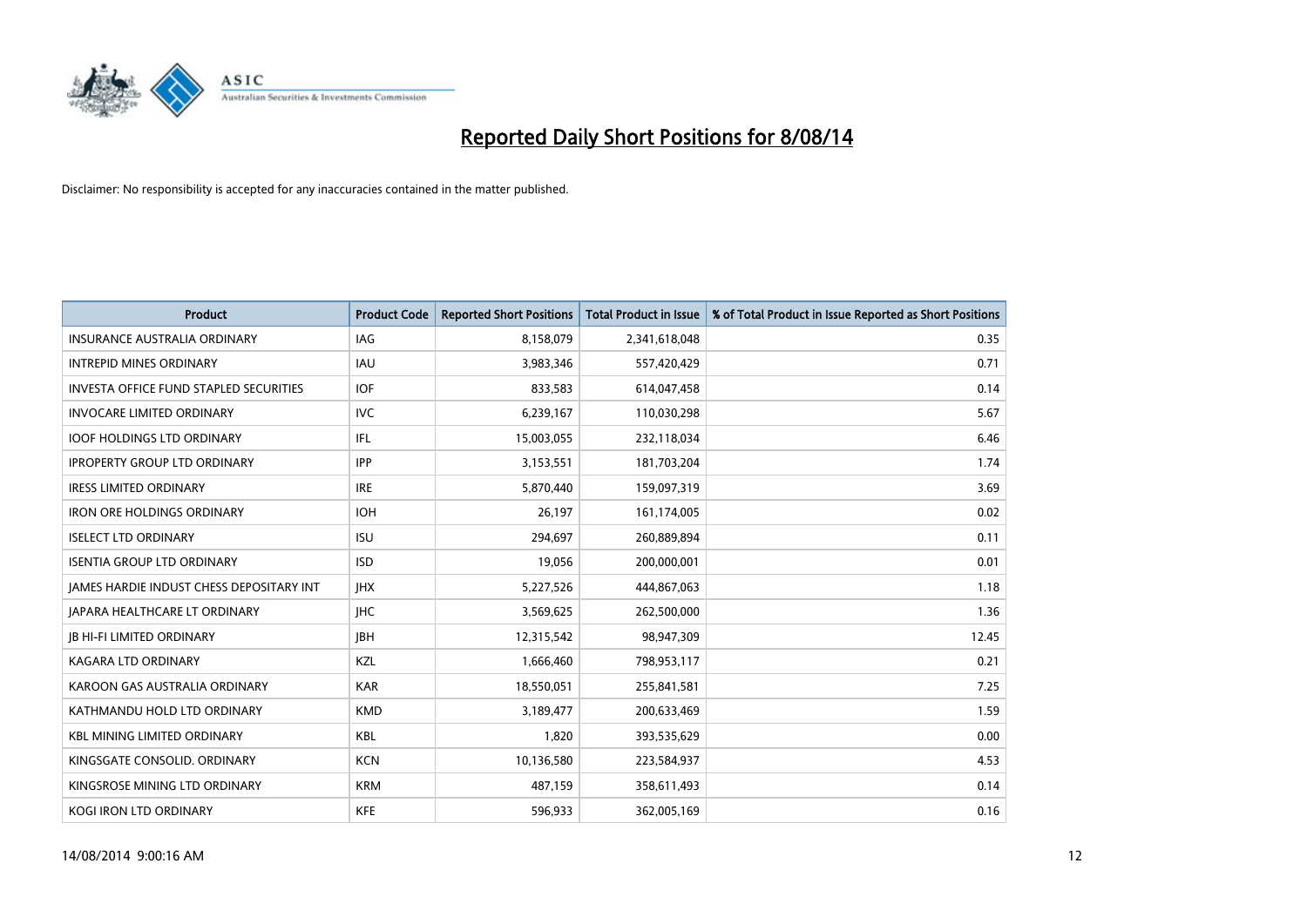# Reported Daily Short Positions for 8/08/14

Disclaimer: No responsibility is accepted for any inaccuracies contained in the matter published.

| Product | Product Code | Reported Short Positions | Total Product in Issue | % of Total Product in Issue Reported as Short Positions |
|---|---|---|---|---|
| INSURANCE AUSTRALIA ORDINARY | IAG | 8,158,079 | 2,341,618,048 | 0.35 |
| INTREPID MINES ORDINARY | IAU | 3,983,346 | 557,420,429 | 0.71 |
| INVESTA OFFICE FUND STAPLED SECURITIES | IOF | 833,583 | 614,047,458 | 0.14 |
| INVOCARE LIMITED ORDINARY | IVC | 6,239,167 | 110,030,298 | 5.67 |
| IOOF HOLDINGS LTD ORDINARY | IFL | 15,003,055 | 232,118,034 | 6.46 |
| IPROPERTY GROUP LTD ORDINARY | IPP | 3,153,551 | 181,703,204 | 1.74 |
| IRESS LIMITED ORDINARY | IRE | 5,870,440 | 159,097,319 | 3.69 |
| IRON ORE HOLDINGS ORDINARY | IOH | 26,197 | 161,174,005 | 0.02 |
| ISELECT LTD ORDINARY | ISU | 294,697 | 260,889,894 | 0.11 |
| ISENTIA GROUP LTD ORDINARY | ISD | 19,056 | 200,000,001 | 0.01 |
| JAMES HARDIE INDUST CHESS DEPOSITARY INT | JHX | 5,227,526 | 444,867,063 | 1.18 |
| JAPARA HEALTHCARE LT ORDINARY | JHC | 3,569,625 | 262,500,000 | 1.36 |
| JB HI-FI LIMITED ORDINARY | JBH | 12,315,542 | 98,947,309 | 12.45 |
| KAGARA LTD ORDINARY | KZL | 1,666,460 | 798,953,117 | 0.21 |
| KAROON GAS AUSTRALIA ORDINARY | KAR | 18,550,051 | 255,841,581 | 7.25 |
| KATHMANDU HOLD LTD ORDINARY | KMD | 3,189,477 | 200,633,469 | 1.59 |
| KBL MINING LIMITED ORDINARY | KBL | 1,820 | 393,535,629 | 0.00 |
| KINGSGATE CONSOLID. ORDINARY | KCN | 10,136,580 | 223,584,937 | 4.53 |
| KINGSROSE MINING LTD ORDINARY | KRM | 487,159 | 358,611,493 | 0.14 |
| KOGI IRON LTD ORDINARY | KFE | 596,933 | 362,005,169 | 0.16 |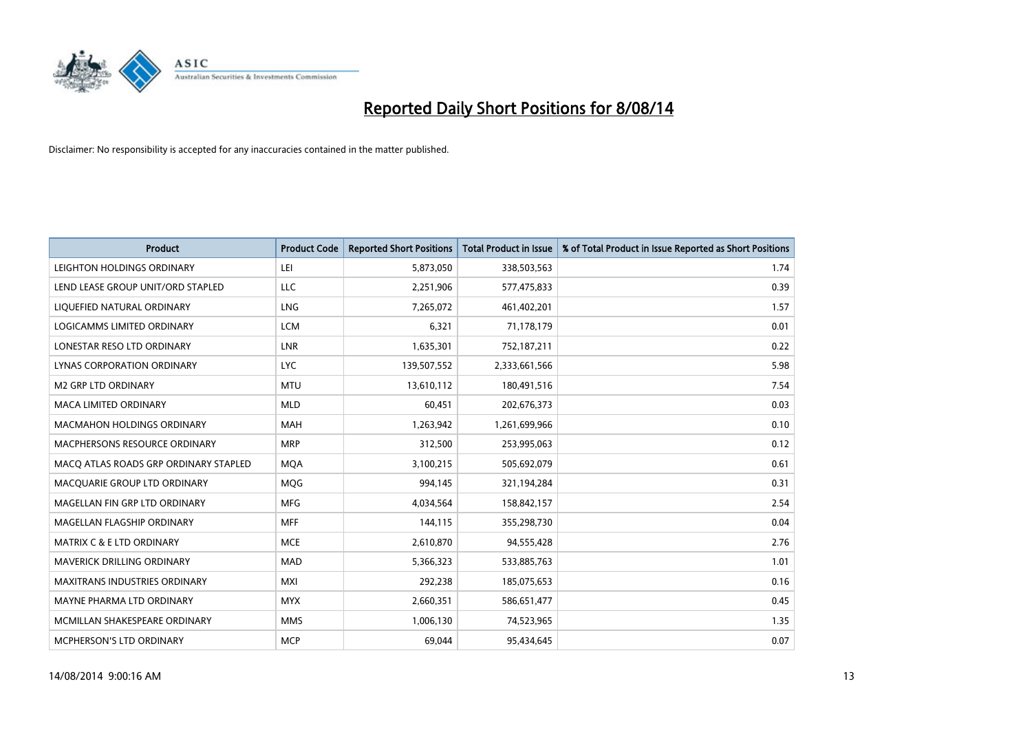# Reported Daily Short Positions for 8/08/14

Disclaimer: No responsibility is accepted for any inaccuracies contained in the matter published.

| Product | Product Code | Reported Short Positions | Total Product in Issue | % of Total Product in Issue Reported as Short Positions |
|---|---|---|---|---|
| LEIGHTON HOLDINGS ORDINARY | LEI | 5,873,050 | 338,503,563 | 1.74 |
| LEND LEASE GROUP UNIT/ORD STAPLED | LLC | 2,251,906 | 577,475,833 | 0.39 |
| LIQUEFIED NATURAL ORDINARY | LNG | 7,265,072 | 461,402,201 | 1.57 |
| LOGICAMMS LIMITED ORDINARY | LCM | 6,321 | 71,178,179 | 0.01 |
| LONESTAR RESO LTD ORDINARY | LNR | 1,635,301 | 752,187,211 | 0.22 |
| LYNAS CORPORATION ORDINARY | LYC | 139,507,552 | 2,333,661,566 | 5.98 |
| M2 GRP LTD ORDINARY | MTU | 13,610,112 | 180,491,516 | 7.54 |
| MACA LIMITED ORDINARY | MLD | 60,451 | 202,676,373 | 0.03 |
| MACMAHON HOLDINGS ORDINARY | MAH | 1,263,942 | 1,261,699,966 | 0.10 |
| MACPHERSONS RESOURCE ORDINARY | MRP | 312,500 | 253,995,063 | 0.12 |
| MACQ ATLAS ROADS GRP ORDINARY STAPLED | MQA | 3,100,215 | 505,692,079 | 0.61 |
| MACQUARIE GROUP LTD ORDINARY | MQG | 994,145 | 321,194,284 | 0.31 |
| MAGELLAN FIN GRP LTD ORDINARY | MFG | 4,034,564 | 158,842,157 | 2.54 |
| MAGELLAN FLAGSHIP ORDINARY | MFF | 144,115 | 355,298,730 | 0.04 |
| MATRIX C & E LTD ORDINARY | MCE | 2,610,870 | 94,555,428 | 2.76 |
| MAVERICK DRILLING ORDINARY | MAD | 5,366,323 | 533,885,763 | 1.01 |
| MAXITRANS INDUSTRIES ORDINARY | MXI | 292,238 | 185,075,653 | 0.16 |
| MAYNE PHARMA LTD ORDINARY | MYX | 2,660,351 | 586,651,477 | 0.45 |
| MCMILLAN SHAKESPEARE ORDINARY | MMS | 1,006,130 | 74,523,965 | 1.35 |
| MCPHERSON'S LTD ORDINARY | MCP | 69,044 | 95,434,645 | 0.07 |

14/08/2014 9:00:16 AM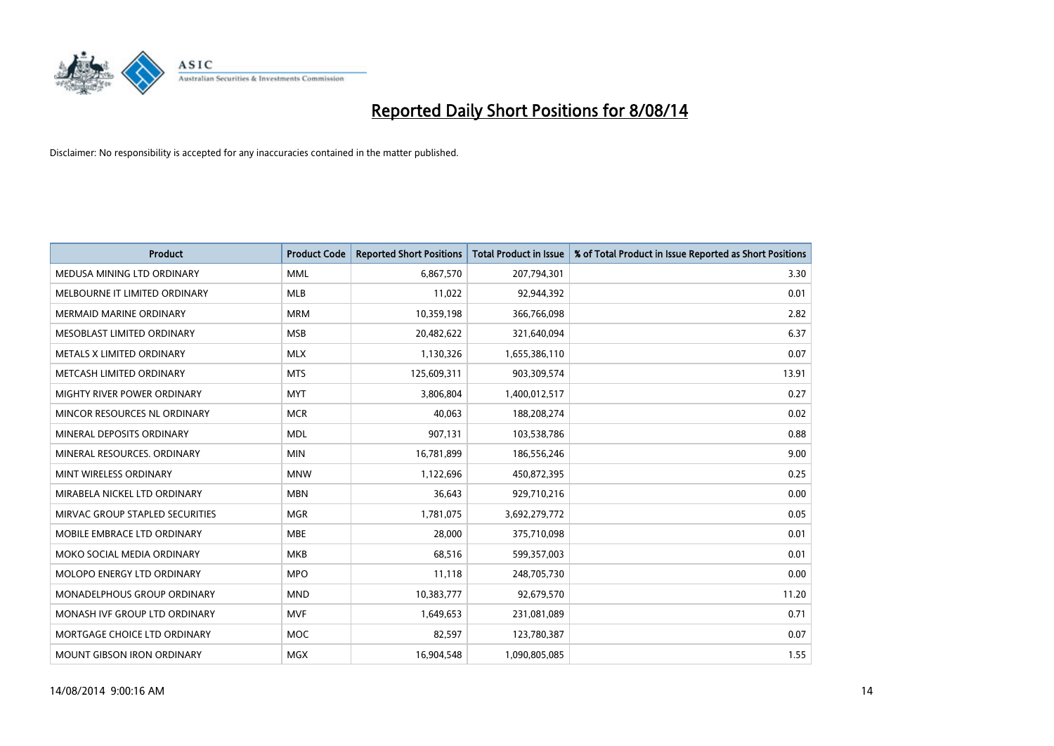# Reported Daily Short Positions for 8/08/14

Disclaimer: No responsibility is accepted for any inaccuracies contained in the matter published.

| Product | Product Code | Reported Short Positions | Total Product in Issue | % of Total Product in Issue Reported as Short Positions |
|---|---|---|---|---|
| MEDUSA MINING LTD ORDINARY | MML | 6,867,570 | 207,794,301 | 3.30 |
| MELBOURNE IT LIMITED ORDINARY | MLB | 11,022 | 92,944,392 | 0.01 |
| MERMAID MARINE ORDINARY | MRM | 10,359,198 | 366,766,098 | 2.82 |
| MESOBLAST LIMITED ORDINARY | MSB | 20,482,622 | 321,640,094 | 6.37 |
| METALS X LIMITED ORDINARY | MLX | 1,130,326 | 1,655,386,110 | 0.07 |
| METCASH LIMITED ORDINARY | MTS | 125,609,311 | 903,309,574 | 13.91 |
| MIGHTY RIVER POWER ORDINARY | MYT | 3,806,804 | 1,400,012,517 | 0.27 |
| MINCOR RESOURCES NL ORDINARY | MCR | 40,063 | 188,208,274 | 0.02 |
| MINERAL DEPOSITS ORDINARY | MDL | 907,131 | 103,538,786 | 0.88 |
| MINERAL RESOURCES. ORDINARY | MIN | 16,781,899 | 186,556,246 | 9.00 |
| MINT WIRELESS ORDINARY | MNW | 1,122,696 | 450,872,395 | 0.25 |
| MIRABELA NICKEL LTD ORDINARY | MBN | 36,643 | 929,710,216 | 0.00 |
| MIRVAC GROUP STAPLED SECURITIES | MGR | 1,781,075 | 3,692,279,772 | 0.05 |
| MOBILE EMBRACE LTD ORDINARY | MBE | 28,000 | 375,710,098 | 0.01 |
| MOKO SOCIAL MEDIA ORDINARY | MKB | 68,516 | 599,357,003 | 0.01 |
| MOLOPO ENERGY LTD ORDINARY | MPO | 11,118 | 248,705,730 | 0.00 |
| MONADELPHOUS GROUP ORDINARY | MND | 10,383,777 | 92,679,570 | 11.20 |
| MONASH IVF GROUP LTD ORDINARY | MVF | 1,649,653 | 231,081,089 | 0.71 |
| MORTGAGE CHOICE LTD ORDINARY | MOC | 82,597 | 123,780,387 | 0.07 |
| MOUNT GIBSON IRON ORDINARY | MGX | 16,904,548 | 1,090,805,085 | 1.55 |

14/08/2014 9:00:16 AM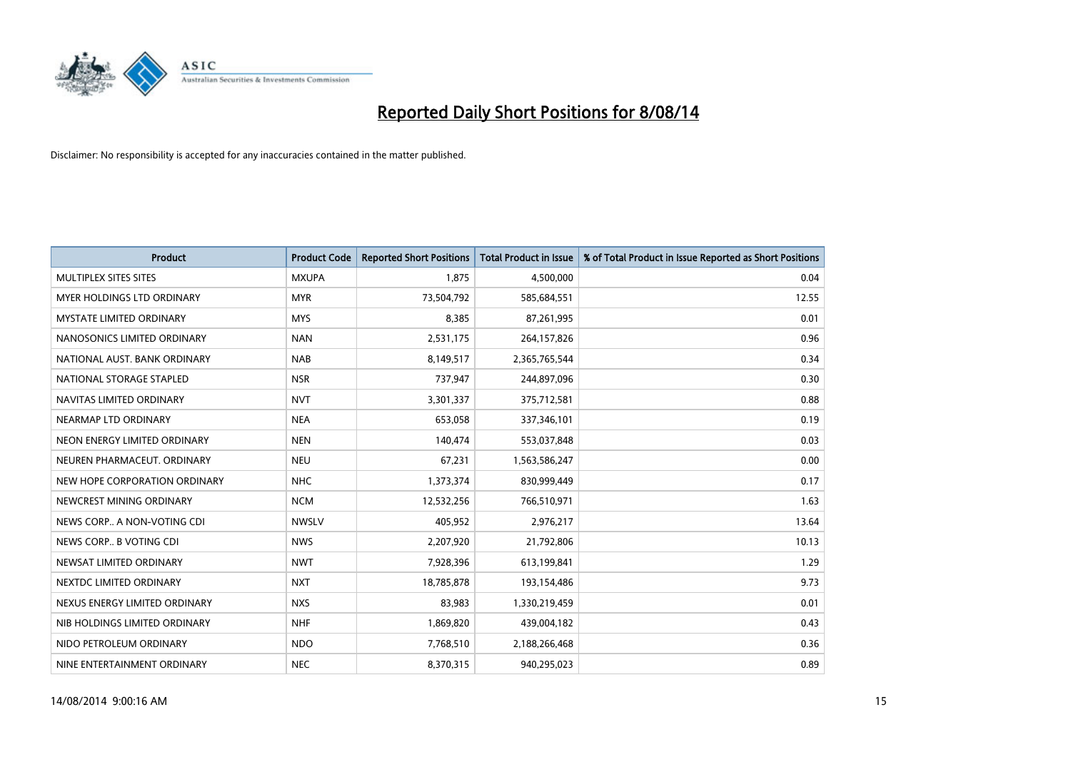# Reported Daily Short Positions for 8/08/14

Disclaimer: No responsibility is accepted for any inaccuracies contained in the matter published.

| Product | Product Code | Reported Short Positions | Total Product in Issue | % of Total Product in Issue Reported as Short Positions |
|---|---|---|---|---|
| MULTIPLEX SITES SITES | MXUPA | 1,875 | 4,500,000 | 0.04 |
| MYER HOLDINGS LTD ORDINARY | MYR | 73,504,792 | 585,684,551 | 12.55 |
| MYSTATE LIMITED ORDINARY | MYS | 8,385 | 87,261,995 | 0.01 |
| NANOSONICS LIMITED ORDINARY | NAN | 2,531,175 | 264,157,826 | 0.96 |
| NATIONAL AUST. BANK ORDINARY | NAB | 8,149,517 | 2,365,765,544 | 0.34 |
| NATIONAL STORAGE STAPLED | NSR | 737,947 | 244,897,096 | 0.30 |
| NAVITAS LIMITED ORDINARY | NVT | 3,301,337 | 375,712,581 | 0.88 |
| NEARMAP LTD ORDINARY | NEA | 653,058 | 337,346,101 | 0.19 |
| NEON ENERGY LIMITED ORDINARY | NEN | 140,474 | 553,037,848 | 0.03 |
| NEUREN PHARMACEUT. ORDINARY | NEU | 67,231 | 1,563,586,247 | 0.00 |
| NEW HOPE CORPORATION ORDINARY | NHC | 1,373,374 | 830,999,449 | 0.17 |
| NEWCREST MINING ORDINARY | NCM | 12,532,256 | 766,510,971 | 1.63 |
| NEWS CORP.. A NON-VOTING CDI | NWSLV | 405,952 | 2,976,217 | 13.64 |
| NEWS CORP.. B VOTING CDI | NWS | 2,207,920 | 21,792,806 | 10.13 |
| NEWSAT LIMITED ORDINARY | NWT | 7,928,396 | 613,199,841 | 1.29 |
| NEXTDC LIMITED ORDINARY | NXT | 18,785,878 | 193,154,486 | 9.73 |
| NEXUS ENERGY LIMITED ORDINARY | NXS | 83,983 | 1,330,219,459 | 0.01 |
| NIB HOLDINGS LIMITED ORDINARY | NHF | 1,869,820 | 439,004,182 | 0.43 |
| NIDO PETROLEUM ORDINARY | NDO | 7,768,510 | 2,188,266,468 | 0.36 |
| NINE ENTERTAINMENT ORDINARY | NEC | 8,370,315 | 940,295,023 | 0.89 |

14/08/2014 9:00:16 AM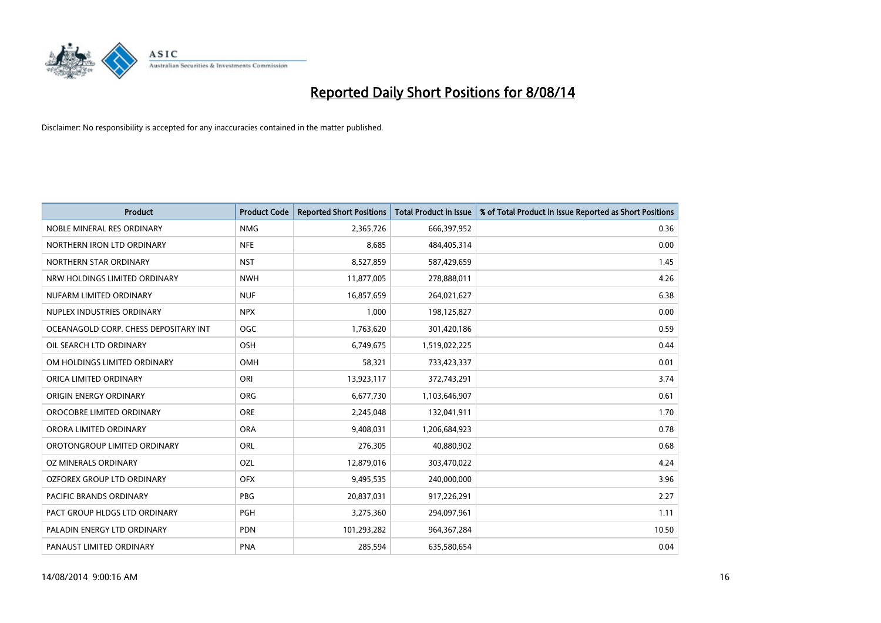# Reported Daily Short Positions for 8/08/14

Disclaimer: No responsibility is accepted for any inaccuracies contained in the matter published.

| Product | Product Code | Reported Short Positions | Total Product in Issue | % of Total Product in Issue Reported as Short Positions |
|---|---|---|---|---|
| NOBLE MINERAL RES ORDINARY | NMG | 2,365,726 | 666,397,952 | 0.36 |
| NORTHERN IRON LTD ORDINARY | NFE | 8,685 | 484,405,314 | 0.00 |
| NORTHERN STAR ORDINARY | NST | 8,527,859 | 587,429,659 | 1.45 |
| NRW HOLDINGS LIMITED ORDINARY | NWH | 11,877,005 | 278,888,011 | 4.26 |
| NUFARM LIMITED ORDINARY | NUF | 16,857,659 | 264,021,627 | 6.38 |
| NUPLEX INDUSTRIES ORDINARY | NPX | 1,000 | 198,125,827 | 0.00 |
| OCEANAGOLD CORP. CHESS DEPOSITARY INT | OGC | 1,763,620 | 301,420,186 | 0.59 |
| OIL SEARCH LTD ORDINARY | OSH | 6,749,675 | 1,519,022,225 | 0.44 |
| OM HOLDINGS LIMITED ORDINARY | OMH | 58,321 | 733,423,337 | 0.01 |
| ORICA LIMITED ORDINARY | ORI | 13,923,117 | 372,743,291 | 3.74 |
| ORIGIN ENERGY ORDINARY | ORG | 6,677,730 | 1,103,646,907 | 0.61 |
| OROCOBRE LIMITED ORDINARY | ORE | 2,245,048 | 132,041,911 | 1.70 |
| ORORA LIMITED ORDINARY | ORA | 9,408,031 | 1,206,684,923 | 0.78 |
| OROTONGROUP LIMITED ORDINARY | ORL | 276,305 | 40,880,902 | 0.68 |
| OZ MINERALS ORDINARY | OZL | 12,879,016 | 303,470,022 | 4.24 |
| OZFOREX GROUP LTD ORDINARY | OFX | 9,495,535 | 240,000,000 | 3.96 |
| PACIFIC BRANDS ORDINARY | PBG | 20,837,031 | 917,226,291 | 2.27 |
| PACT GROUP HLDGS LTD ORDINARY | PGH | 3,275,360 | 294,097,961 | 1.11 |
| PALADIN ENERGY LTD ORDINARY | PDN | 101,293,282 | 964,367,284 | 10.50 |
| PANAUST LIMITED ORDINARY | PNA | 285,594 | 635,580,654 | 0.04 |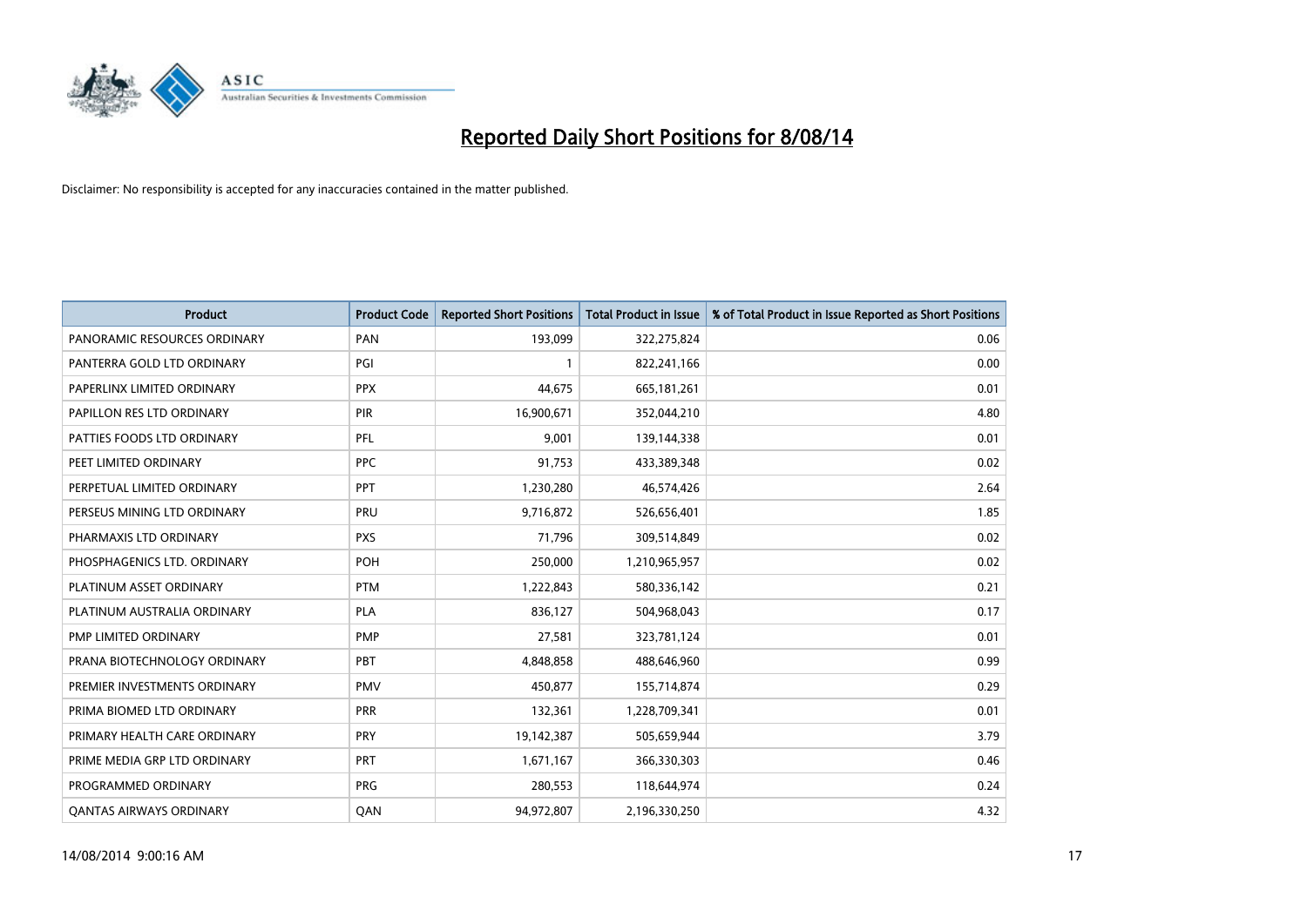# Reported Daily Short Positions for 8/08/14

Disclaimer: No responsibility is accepted for any inaccuracies contained in the matter published.

| Product | Product Code | Reported Short Positions | Total Product in Issue | % of Total Product in Issue Reported as Short Positions |
|---|---|---|---|---|
| PANORAMIC RESOURCES ORDINARY | PAN | 193,099 | 322,275,824 | 0.06 |
| PANTERRA GOLD LTD ORDINARY | PGI | 1 | 822,241,166 | 0.00 |
| PAPERLINX LIMITED ORDINARY | PPX | 44,675 | 665,181,261 | 0.01 |
| PAPILLON RES LTD ORDINARY | PIR | 16,900,671 | 352,044,210 | 4.80 |
| PATTIES FOODS LTD ORDINARY | PFL | 9,001 | 139,144,338 | 0.01 |
| PEET LIMITED ORDINARY | PPC | 91,753 | 433,389,348 | 0.02 |
| PERPETUAL LIMITED ORDINARY | PPT | 1,230,280 | 46,574,426 | 2.64 |
| PERSEUS MINING LTD ORDINARY | PRU | 9,716,872 | 526,656,401 | 1.85 |
| PHARMAXIS LTD ORDINARY | PXS | 71,796 | 309,514,849 | 0.02 |
| PHOSPHAGENICS LTD. ORDINARY | POH | 250,000 | 1,210,965,957 | 0.02 |
| PLATINUM ASSET ORDINARY | PTM | 1,222,843 | 580,336,142 | 0.21 |
| PLATINUM AUSTRALIA ORDINARY | PLA | 836,127 | 504,968,043 | 0.17 |
| PMP LIMITED ORDINARY | PMP | 27,581 | 323,781,124 | 0.01 |
| PRANA BIOTECHNOLOGY ORDINARY | PBT | 4,848,858 | 488,646,960 | 0.99 |
| PREMIER INVESTMENTS ORDINARY | PMV | 450,877 | 155,714,874 | 0.29 |
| PRIMA BIOMED LTD ORDINARY | PRR | 132,361 | 1,228,709,341 | 0.01 |
| PRIMARY HEALTH CARE ORDINARY | PRY | 19,142,387 | 505,659,944 | 3.79 |
| PRIME MEDIA GRP LTD ORDINARY | PRT | 1,671,167 | 366,330,303 | 0.46 |
| PROGRAMMED ORDINARY | PRG | 280,553 | 118,644,974 | 0.24 |
| QANTAS AIRWAYS ORDINARY | QAN | 94,972,807 | 2,196,330,250 | 4.32 |

14/08/2014 9:00:16 AM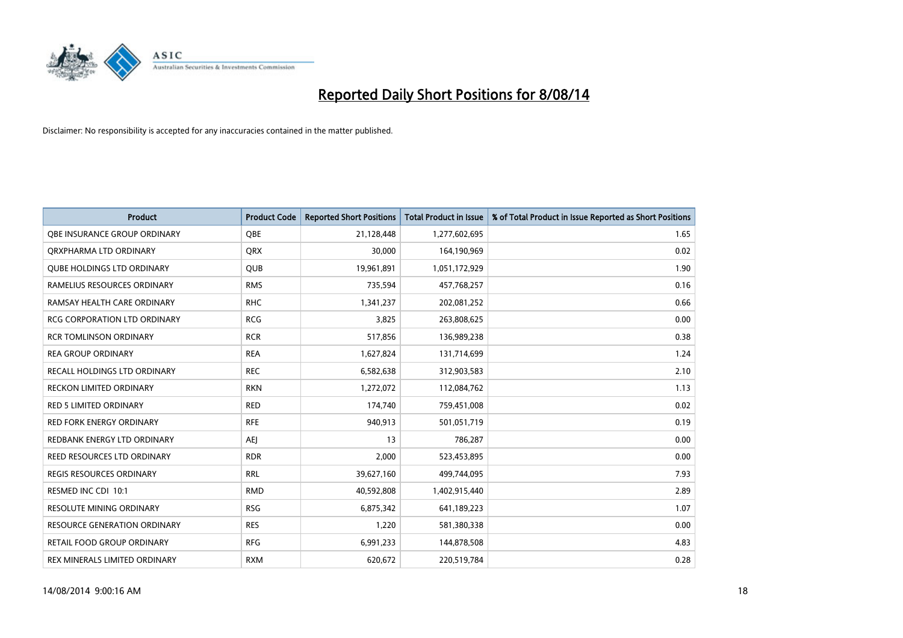# Reported Daily Short Positions for 8/08/14

Disclaimer: No responsibility is accepted for any inaccuracies contained in the matter published.

| Product | Product Code | Reported Short Positions | Total Product in Issue | % of Total Product in Issue Reported as Short Positions |
|---|---|---|---|---|
| QBE INSURANCE GROUP ORDINARY | QBE | 21,128,448 | 1,277,602,695 | 1.65 |
| QRXPHARMA LTD ORDINARY | QRX | 30,000 | 164,190,969 | 0.02 |
| QUBE HOLDINGS LTD ORDINARY | QUB | 19,961,891 | 1,051,172,929 | 1.90 |
| RAMELIUS RESOURCES ORDINARY | RMS | 735,594 | 457,768,257 | 0.16 |
| RAMSAY HEALTH CARE ORDINARY | RHC | 1,341,237 | 202,081,252 | 0.66 |
| RCG CORPORATION LTD ORDINARY | RCG | 3,825 | 263,808,625 | 0.00 |
| RCR TOMLINSON ORDINARY | RCR | 517,856 | 136,989,238 | 0.38 |
| REA GROUP ORDINARY | REA | 1,627,824 | 131,714,699 | 1.24 |
| RECALL HOLDINGS LTD ORDINARY | REC | 6,582,638 | 312,903,583 | 2.10 |
| RECKON LIMITED ORDINARY | RKN | 1,272,072 | 112,084,762 | 1.13 |
| RED 5 LIMITED ORDINARY | RED | 174,740 | 759,451,008 | 0.02 |
| RED FORK ENERGY ORDINARY | RFE | 940,913 | 501,051,719 | 0.19 |
| REDBANK ENERGY LTD ORDINARY | AEJ | 13 | 786,287 | 0.00 |
| REED RESOURCES LTD ORDINARY | RDR | 2,000 | 523,453,895 | 0.00 |
| REGIS RESOURCES ORDINARY | RRL | 39,627,160 | 499,744,095 | 7.93 |
| RESMED INC CDI 10:1 | RMD | 40,592,808 | 1,402,915,440 | 2.89 |
| RESOLUTE MINING ORDINARY | RSG | 6,875,342 | 641,189,223 | 1.07 |
| RESOURCE GENERATION ORDINARY | RES | 1,220 | 581,380,338 | 0.00 |
| RETAIL FOOD GROUP ORDINARY | RFG | 6,991,233 | 144,878,508 | 4.83 |
| REX MINERALS LIMITED ORDINARY | RXM | 620,672 | 220,519,784 | 0.28 |

14/08/2014 9:00:16 AM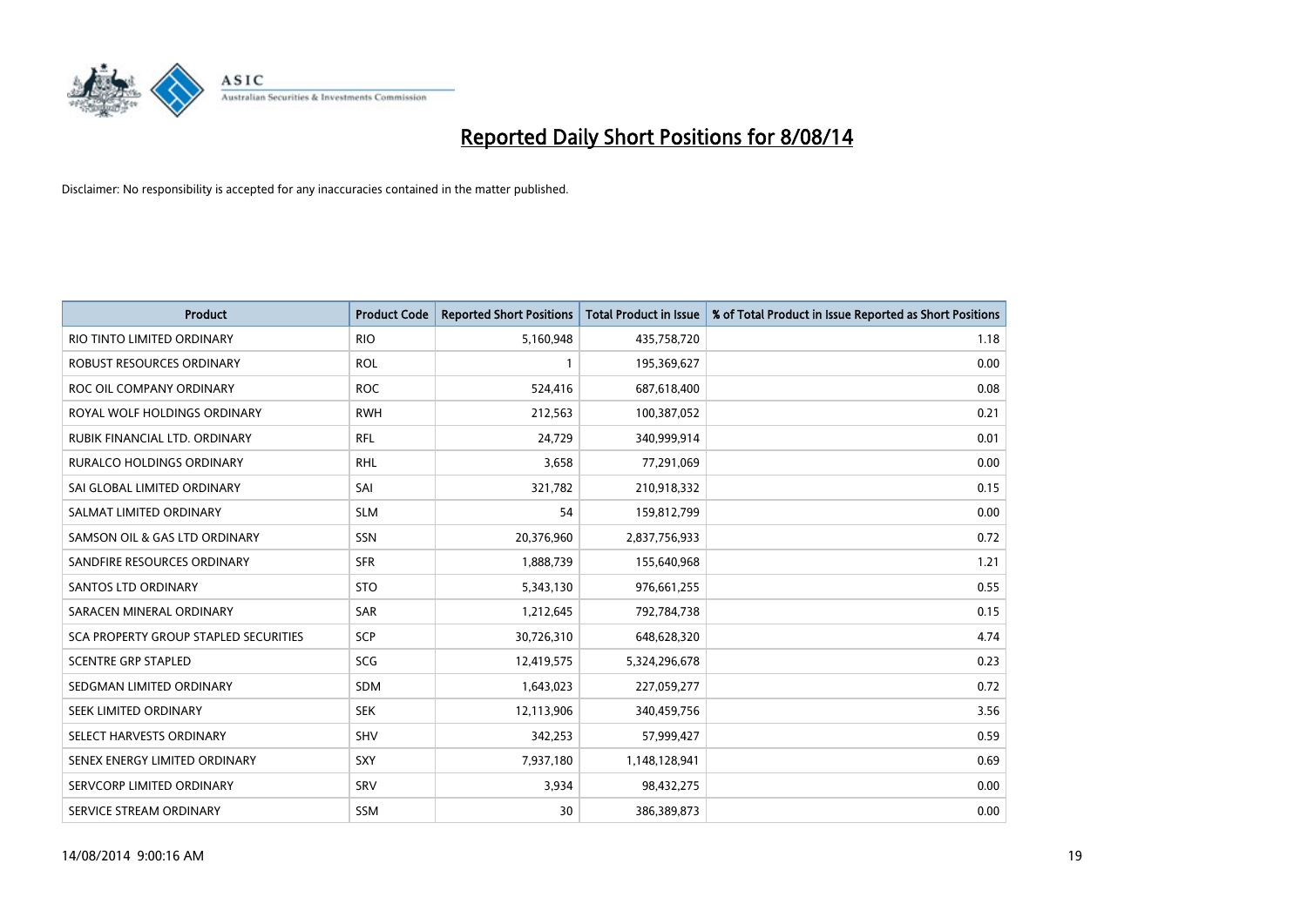# Reported Daily Short Positions for 8/08/14

Disclaimer: No responsibility is accepted for any inaccuracies contained in the matter published.

| Product | Product Code | Reported Short Positions | Total Product in Issue | % of Total Product in Issue Reported as Short Positions |
|---|---|---|---|---|
| RIO TINTO LIMITED ORDINARY | RIO | 5,160,948 | 435,758,720 | 1.18 |
| ROBUST RESOURCES ORDINARY | ROL | 1 | 195,369,627 | 0.00 |
| ROC OIL COMPANY ORDINARY | ROC | 524,416 | 687,618,400 | 0.08 |
| ROYAL WOLF HOLDINGS ORDINARY | RWH | 212,563 | 100,387,052 | 0.21 |
| RUBIK FINANCIAL LTD. ORDINARY | RFL | 24,729 | 340,999,914 | 0.01 |
| RURALCO HOLDINGS ORDINARY | RHL | 3,658 | 77,291,069 | 0.00 |
| SAI GLOBAL LIMITED ORDINARY | SAI | 321,782 | 210,918,332 | 0.15 |
| SALMAT LIMITED ORDINARY | SLM | 54 | 159,812,799 | 0.00 |
| SAMSON OIL & GAS LTD ORDINARY | SSN | 20,376,960 | 2,837,756,933 | 0.72 |
| SANDFIRE RESOURCES ORDINARY | SFR | 1,888,739 | 155,640,968 | 1.21 |
| SANTOS LTD ORDINARY | STO | 5,343,130 | 976,661,255 | 0.55 |
| SARACEN MINERAL ORDINARY | SAR | 1,212,645 | 792,784,738 | 0.15 |
| SCA PROPERTY GROUP STAPLED SECURITIES | SCP | 30,726,310 | 648,628,320 | 4.74 |
| SCENTRE GRP STAPLED | SCG | 12,419,575 | 5,324,296,678 | 0.23 |
| SEDGMAN LIMITED ORDINARY | SDM | 1,643,023 | 227,059,277 | 0.72 |
| SEEK LIMITED ORDINARY | SEK | 12,113,906 | 340,459,756 | 3.56 |
| SELECT HARVESTS ORDINARY | SHV | 342,253 | 57,999,427 | 0.59 |
| SENEX ENERGY LIMITED ORDINARY | SXY | 7,937,180 | 1,148,128,941 | 0.69 |
| SERVCORP LIMITED ORDINARY | SRV | 3,934 | 98,432,275 | 0.00 |
| SERVICE STREAM ORDINARY | SSM | 30 | 386,389,873 | 0.00 |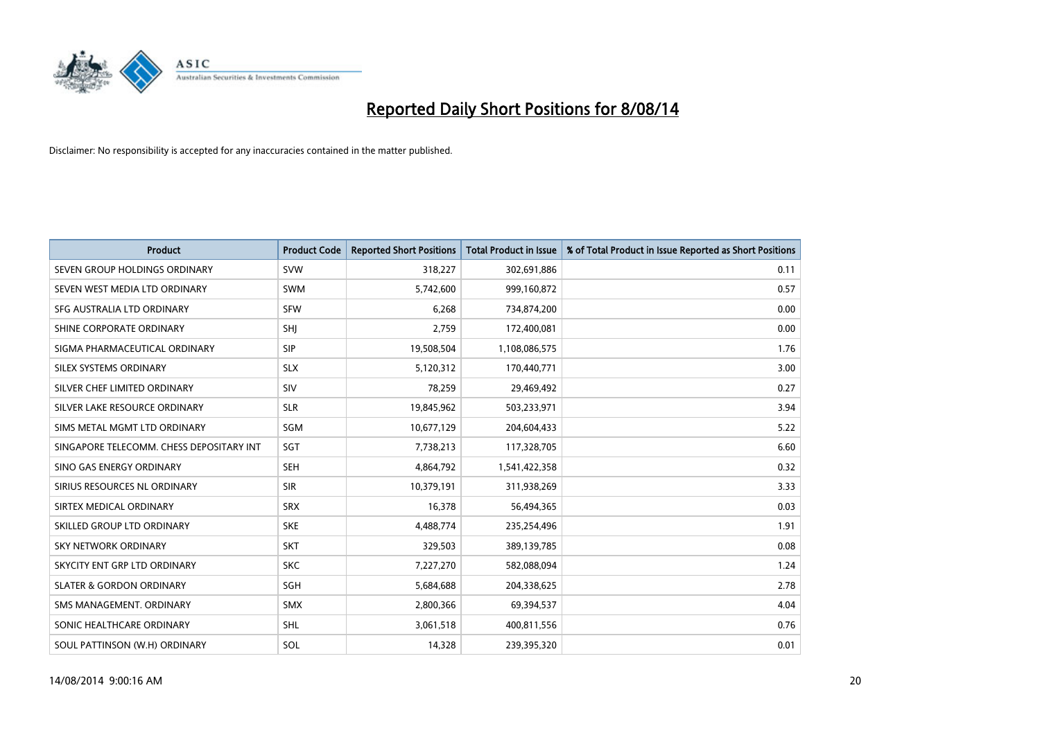# Reported Daily Short Positions for 8/08/14

Disclaimer: No responsibility is accepted for any inaccuracies contained in the matter published.

| Product | Product Code | Reported Short Positions | Total Product in Issue | % of Total Product in Issue Reported as Short Positions |
|---|---|---|---|---|
| SEVEN GROUP HOLDINGS ORDINARY | SVW | 318,227 | 302,691,886 | 0.11 |
| SEVEN WEST MEDIA LTD ORDINARY | SWM | 5,742,600 | 999,160,872 | 0.57 |
| SFG AUSTRALIA LTD ORDINARY | SFW | 6,268 | 734,874,200 | 0.00 |
| SHINE CORPORATE ORDINARY | SHJ | 2,759 | 172,400,081 | 0.00 |
| SIGMA PHARMACEUTICAL ORDINARY | SIP | 19,508,504 | 1,108,086,575 | 1.76 |
| SILEX SYSTEMS ORDINARY | SLX | 5,120,312 | 170,440,771 | 3.00 |
| SILVER CHEF LIMITED ORDINARY | SIV | 78,259 | 29,469,492 | 0.27 |
| SILVER LAKE RESOURCE ORDINARY | SLR | 19,845,962 | 503,233,971 | 3.94 |
| SIMS METAL MGMT LTD ORDINARY | SGM | 10,677,129 | 204,604,433 | 5.22 |
| SINGAPORE TELECOMM. CHESS DEPOSITARY INT | SGT | 7,738,213 | 117,328,705 | 6.60 |
| SINO GAS ENERGY ORDINARY | SEH | 4,864,792 | 1,541,422,358 | 0.32 |
| SIRIUS RESOURCES NL ORDINARY | SIR | 10,379,191 | 311,938,269 | 3.33 |
| SIRTEX MEDICAL ORDINARY | SRX | 16,378 | 56,494,365 | 0.03 |
| SKILLED GROUP LTD ORDINARY | SKE | 4,488,774 | 235,254,496 | 1.91 |
| SKY NETWORK ORDINARY | SKT | 329,503 | 389,139,785 | 0.08 |
| SKYCITY ENT GRP LTD ORDINARY | SKC | 7,227,270 | 582,088,094 | 1.24 |
| SLATER & GORDON ORDINARY | SGH | 5,684,688 | 204,338,625 | 2.78 |
| SMS MANAGEMENT. ORDINARY | SMX | 2,800,366 | 69,394,537 | 4.04 |
| SONIC HEALTHCARE ORDINARY | SHL | 3,061,518 | 400,811,556 | 0.76 |
| SOUL PATTINSON (W.H) ORDINARY | SOL | 14,328 | 239,395,320 | 0.01 |

14/08/2014 9:00:16 AM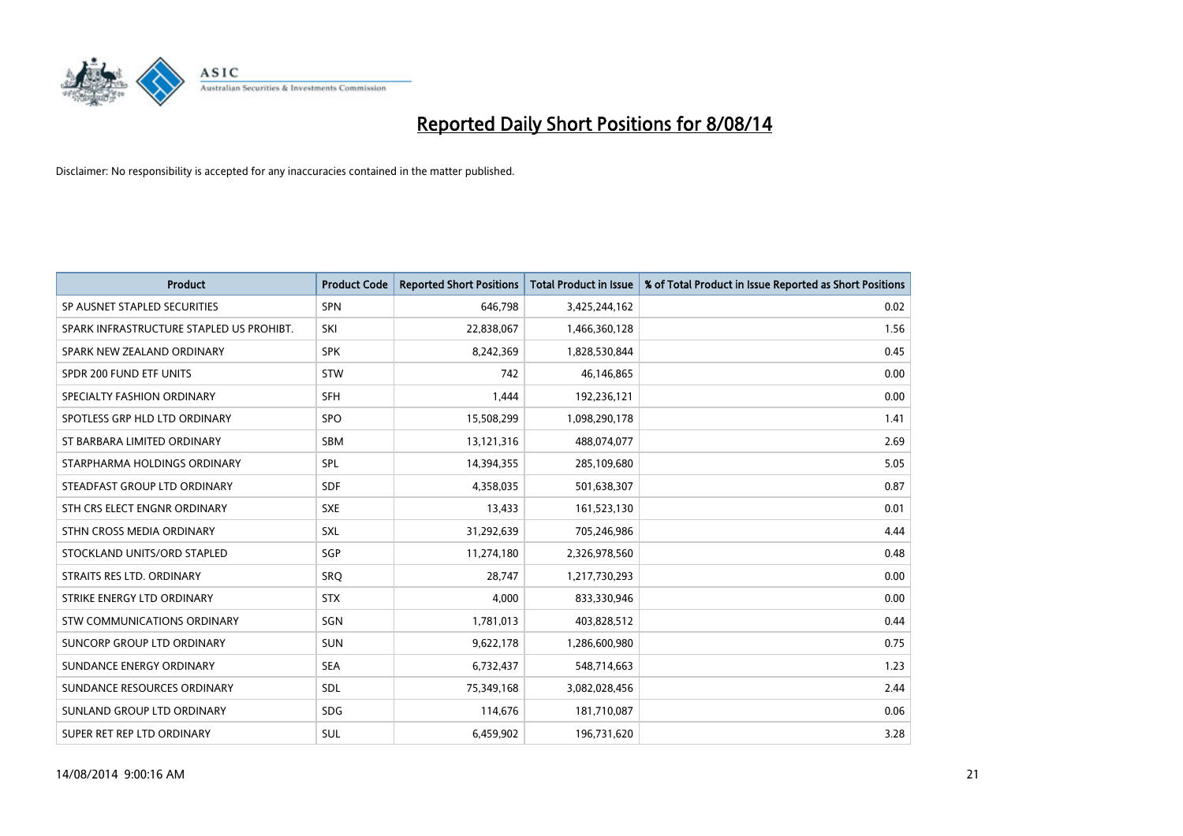# Reported Daily Short Positions for 8/08/14

Disclaimer: No responsibility is accepted for any inaccuracies contained in the matter published.

| Product | Product Code | Reported Short Positions | Total Product in Issue | % of Total Product in Issue Reported as Short Positions |
|---|---|---|---|---|
| SP AUSNET STAPLED SECURITIES | SPN | 646,798 | 3,425,244,162 | 0.02 |
| SPARK INFRASTRUCTURE STAPLED US PROHIBT. | SKI | 22,838,067 | 1,466,360,128 | 1.56 |
| SPARK NEW ZEALAND ORDINARY | SPK | 8,242,369 | 1,828,530,844 | 0.45 |
| SPDR 200 FUND ETF UNITS | STW | 742 | 46,146,865 | 0.00 |
| SPECIALTY FASHION ORDINARY | SFH | 1,444 | 192,236,121 | 0.00 |
| SPOTLESS GRP HLD LTD ORDINARY | SPO | 15,508,299 | 1,098,290,178 | 1.41 |
| ST BARBARA LIMITED ORDINARY | SBM | 13,121,316 | 488,074,077 | 2.69 |
| STARPHARMA HOLDINGS ORDINARY | SPL | 14,394,355 | 285,109,680 | 5.05 |
| STEADFAST GROUP LTD ORDINARY | SDF | 4,358,035 | 501,638,307 | 0.87 |
| STH CRS ELECT ENGNR ORDINARY | SXE | 13,433 | 161,523,130 | 0.01 |
| STHN CROSS MEDIA ORDINARY | SXL | 31,292,639 | 705,246,986 | 4.44 |
| STOCKLAND UNITS/ORD STAPLED | SGP | 11,274,180 | 2,326,978,560 | 0.48 |
| STRAITS RES LTD. ORDINARY | SRQ | 28,747 | 1,217,730,293 | 0.00 |
| STRIKE ENERGY LTD ORDINARY | STX | 4,000 | 833,330,946 | 0.00 |
| STW COMMUNICATIONS ORDINARY | SGN | 1,781,013 | 403,828,512 | 0.44 |
| SUNCORP GROUP LTD ORDINARY | SUN | 9,622,178 | 1,286,600,980 | 0.75 |
| SUNDANCE ENERGY ORDINARY | SEA | 6,732,437 | 548,714,663 | 1.23 |
| SUNDANCE RESOURCES ORDINARY | SDL | 75,349,168 | 3,082,028,456 | 2.44 |
| SUNLAND GROUP LTD ORDINARY | SDG | 114,676 | 181,710,087 | 0.06 |
| SUPER RET REP LTD ORDINARY | SUL | 6,459,902 | 196,731,620 | 3.28 |

14/08/2014 9:00:16 AM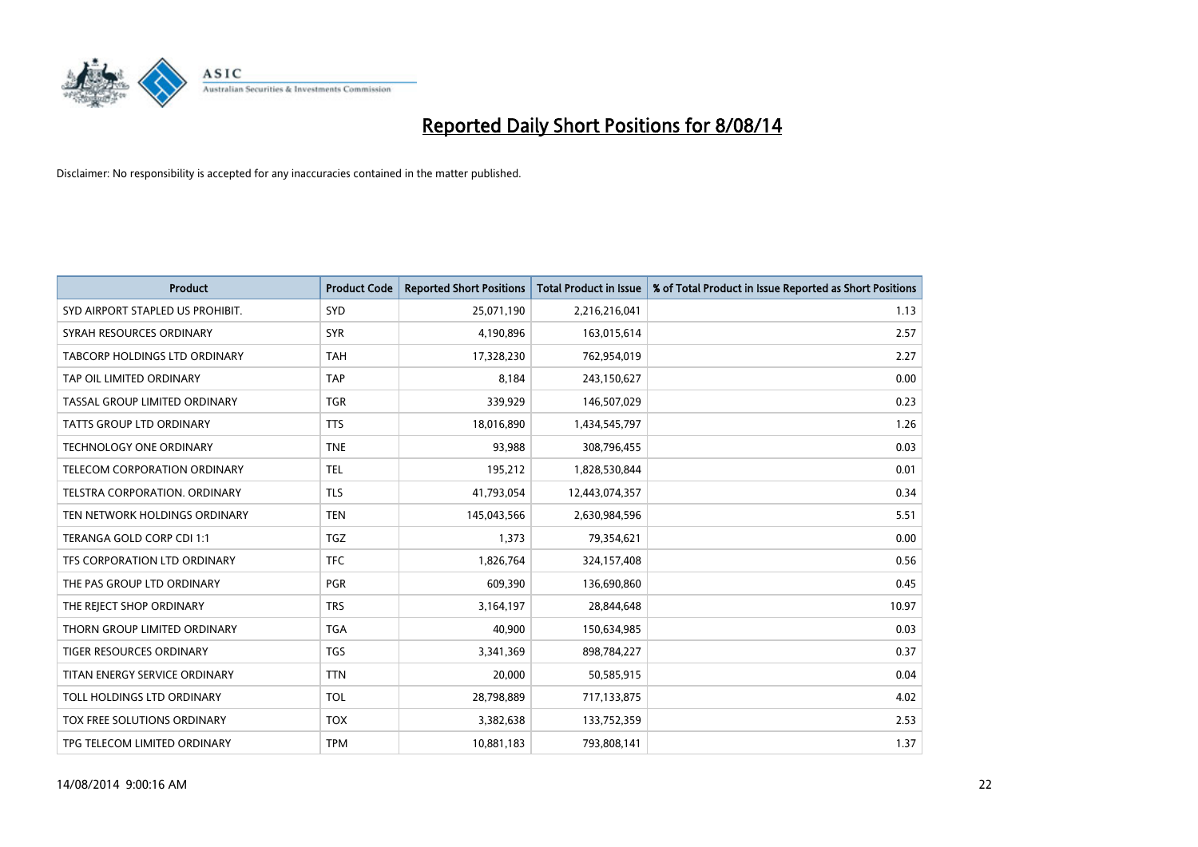# Reported Daily Short Positions for 8/08/14

Disclaimer: No responsibility is accepted for any inaccuracies contained in the matter published.

| Product | Product Code | Reported Short Positions | Total Product in Issue | % of Total Product in Issue Reported as Short Positions |
|---|---|---|---|---|
| SYD AIRPORT STAPLED US PROHIBIT. | SYD | 25,071,190 | 2,216,216,041 | 1.13 |
| SYRAH RESOURCES ORDINARY | SYR | 4,190,896 | 163,015,614 | 2.57 |
| TABCORP HOLDINGS LTD ORDINARY | TAH | 17,328,230 | 762,954,019 | 2.27 |
| TAP OIL LIMITED ORDINARY | TAP | 8,184 | 243,150,627 | 0.00 |
| TASSAL GROUP LIMITED ORDINARY | TGR | 339,929 | 146,507,029 | 0.23 |
| TATTS GROUP LTD ORDINARY | TTS | 18,016,890 | 1,434,545,797 | 1.26 |
| TECHNOLOGY ONE ORDINARY | TNE | 93,988 | 308,796,455 | 0.03 |
| TELECOM CORPORATION ORDINARY | TEL | 195,212 | 1,828,530,844 | 0.01 |
| TELSTRA CORPORATION. ORDINARY | TLS | 41,793,054 | 12,443,074,357 | 0.34 |
| TEN NETWORK HOLDINGS ORDINARY | TEN | 145,043,566 | 2,630,984,596 | 5.51 |
| TERANGA GOLD CORP CDI 1:1 | TGZ | 1,373 | 79,354,621 | 0.00 |
| TFS CORPORATION LTD ORDINARY | TFC | 1,826,764 | 324,157,408 | 0.56 |
| THE PAS GROUP LTD ORDINARY | PGR | 609,390 | 136,690,860 | 0.45 |
| THE REJECT SHOP ORDINARY | TRS | 3,164,197 | 28,844,648 | 10.97 |
| THORN GROUP LIMITED ORDINARY | TGA | 40,900 | 150,634,985 | 0.03 |
| TIGER RESOURCES ORDINARY | TGS | 3,341,369 | 898,784,227 | 0.37 |
| TITAN ENERGY SERVICE ORDINARY | TTN | 20,000 | 50,585,915 | 0.04 |
| TOLL HOLDINGS LTD ORDINARY | TOL | 28,798,889 | 717,133,875 | 4.02 |
| TOX FREE SOLUTIONS ORDINARY | TOX | 3,382,638 | 133,752,359 | 2.53 |
| TPG TELECOM LIMITED ORDINARY | TPM | 10,881,183 | 793,808,141 | 1.37 |

14/08/2014 9:00:16 AM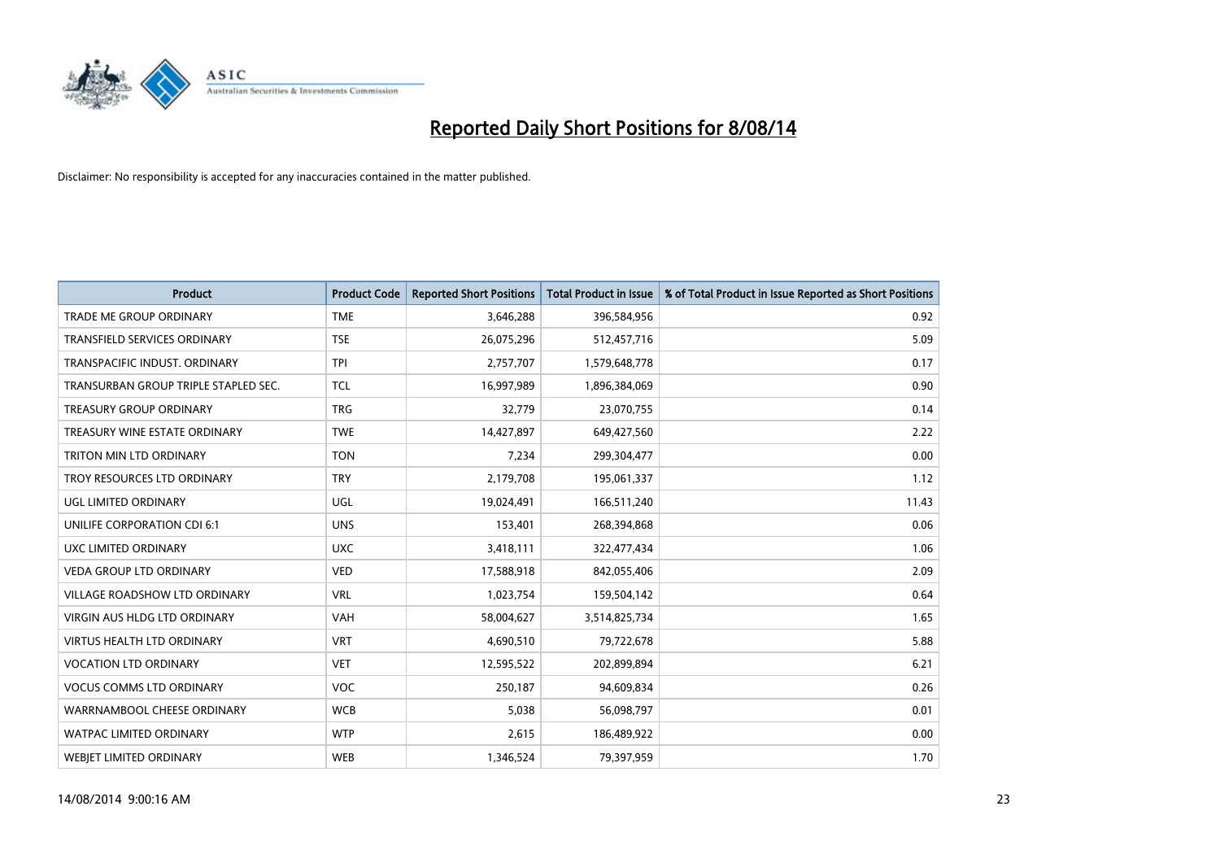# Reported Daily Short Positions for 8/08/14

Disclaimer: No responsibility is accepted for any inaccuracies contained in the matter published.

| Product | Product Code | Reported Short Positions | Total Product in Issue | % of Total Product in Issue Reported as Short Positions |
|---|---|---|---|---|
| TRADE ME GROUP ORDINARY | TME | 3,646,288 | 396,584,956 | 0.92 |
| TRANSFIELD SERVICES ORDINARY | TSE | 26,075,296 | 512,457,716 | 5.09 |
| TRANSPACIFIC INDUST. ORDINARY | TPI | 2,757,707 | 1,579,648,778 | 0.17 |
| TRANSURBAN GROUP TRIPLE STAPLED SEC. | TCL | 16,997,989 | 1,896,384,069 | 0.90 |
| TREASURY GROUP ORDINARY | TRG | 32,779 | 23,070,755 | 0.14 |
| TREASURY WINE ESTATE ORDINARY | TWE | 14,427,897 | 649,427,560 | 2.22 |
| TRITON MIN LTD ORDINARY | TON | 7,234 | 299,304,477 | 0.00 |
| TROY RESOURCES LTD ORDINARY | TRY | 2,179,708 | 195,061,337 | 1.12 |
| UGL LIMITED ORDINARY | UGL | 19,024,491 | 166,511,240 | 11.43 |
| UNILIFE CORPORATION CDI 6:1 | UNS | 153,401 | 268,394,868 | 0.06 |
| UXC LIMITED ORDINARY | UXC | 3,418,111 | 322,477,434 | 1.06 |
| VEDA GROUP LTD ORDINARY | VED | 17,588,918 | 842,055,406 | 2.09 |
| VILLAGE ROADSHOW LTD ORDINARY | VRL | 1,023,754 | 159,504,142 | 0.64 |
| VIRGIN AUS HLDG LTD ORDINARY | VAH | 58,004,627 | 3,514,825,734 | 1.65 |
| VIRTUS HEALTH LTD ORDINARY | VRT | 4,690,510 | 79,722,678 | 5.88 |
| VOCATION LTD ORDINARY | VET | 12,595,522 | 202,899,894 | 6.21 |
| VOCUS COMMS LTD ORDINARY | VOC | 250,187 | 94,609,834 | 0.26 |
| WARRNAMBOOL CHEESE ORDINARY | WCB | 5,038 | 56,098,797 | 0.01 |
| WATPAC LIMITED ORDINARY | WTP | 2,615 | 186,489,922 | 0.00 |
| WEBJET LIMITED ORDINARY | WEB | 1,346,524 | 79,397,959 | 1.70 |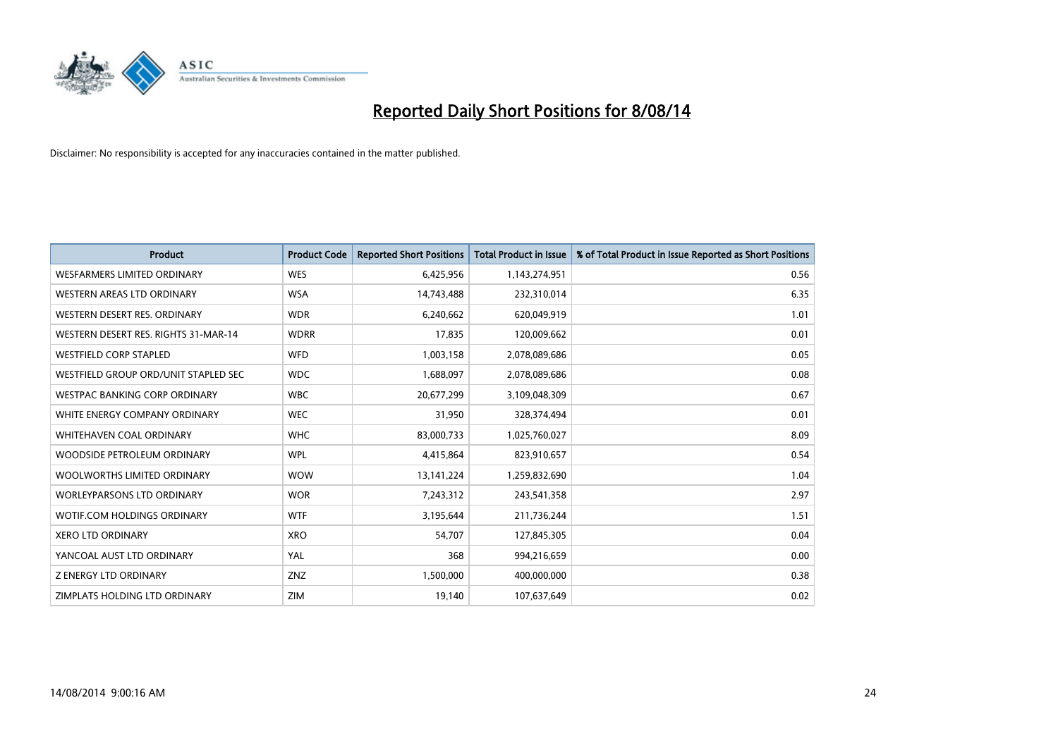# Reported Daily Short Positions for 8/08/14

Disclaimer: No responsibility is accepted for any inaccuracies contained in the matter published.

| Product | Product Code | Reported Short Positions | Total Product in Issue | % of Total Product in Issue Reported as Short Positions |
| --- | --- | --- | --- | --- |
| WESFARMERS LIMITED ORDINARY | WES | 6,425,956 | 1,143,274,951 | 0.56 |
| WESTERN AREAS LTD ORDINARY | WSA | 14,743,488 | 232,310,014 | 6.35 |
| WESTERN DESERT RES. ORDINARY | WDR | 6,240,662 | 620,049,919 | 1.01 |
| WESTERN DESERT RES. RIGHTS 31-MAR-14 | WDRR | 17,835 | 120,009,662 | 0.01 |
| WESTFIELD CORP STAPLED | WFD | 1,003,158 | 2,078,089,686 | 0.05 |
| WESTFIELD GROUP ORD/UNIT STAPLED SEC | WDC | 1,688,097 | 2,078,089,686 | 0.08 |
| WESTPAC BANKING CORP ORDINARY | WBC | 20,677,299 | 3,109,048,309 | 0.67 |
| WHITE ENERGY COMPANY ORDINARY | WEC | 31,950 | 328,374,494 | 0.01 |
| WHITEHAVEN COAL ORDINARY | WHC | 83,000,733 | 1,025,760,027 | 8.09 |
| WOODSIDE PETROLEUM ORDINARY | WPL | 4,415,864 | 823,910,657 | 0.54 |
| WOOLWORTHS LIMITED ORDINARY | WOW | 13,141,224 | 1,259,832,690 | 1.04 |
| WORLEYPARSONS LTD ORDINARY | WOR | 7,243,312 | 243,541,358 | 2.97 |
| WOTIF.COM HOLDINGS ORDINARY | WTF | 3,195,644 | 211,736,244 | 1.51 |
| XERO LTD ORDINARY | XRO | 54,707 | 127,845,305 | 0.04 |
| YANCOAL AUST LTD ORDINARY | YAL | 368 | 994,216,659 | 0.00 |
| Z ENERGY LTD ORDINARY | ZNZ | 1,500,000 | 400,000,000 | 0.38 |
| ZIMPLATS HOLDING LTD ORDINARY | ZIM | 19,140 | 107,637,649 | 0.02 |